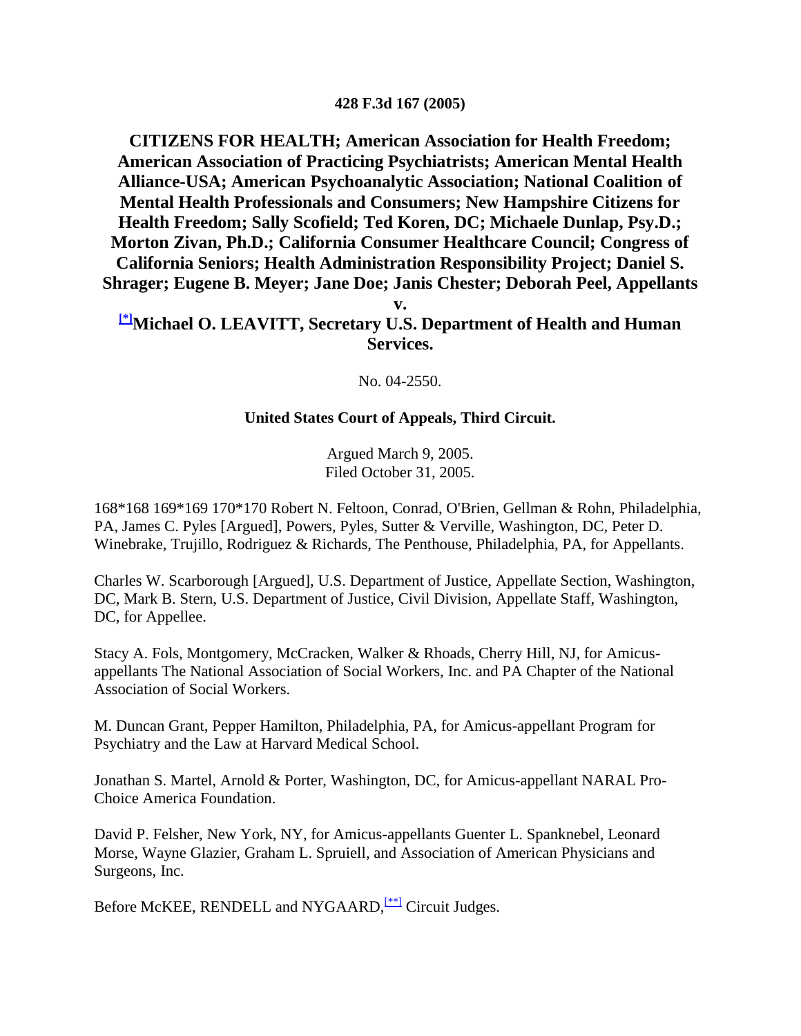**428 F.3d 167 (2005)**

**CITIZENS FOR HEALTH; American Association for Health Freedom; American Association of Practicing Psychiatrists; American Mental Health Alliance-USA; American Psychoanalytic Association; National Coalition of Mental Health Professionals and Consumers; New Hampshire Citizens for Health Freedom; Sally Scofield; Ted Koren, DC; Michaele Dunlap, Psy.D.; Morton Zivan, Ph.D.; California Consumer Healthcare Council; Congress of California Seniors; Health Administration Responsibility Project; Daniel S. Shrager; Eugene B. Meyer; Jane Doe; Janis Chester; Deborah Peel, Appellants**

**v.**

**[*]Michael O. LEAVITT, Secretary U.S. Department of Health and Human Services.**

No. 04-2550.

**United States Court of Appeals, Third Circuit.**

Argued March 9, 2005.
Filed October 31, 2005.

168*168 169*169 170*170 Robert N. Feltoon, Conrad, O'Brien, Gellman & Rohn, Philadelphia, PA, James C. Pyles [Argued], Powers, Pyles, Sutter & Verville, Washington, DC, Peter D. Winebrake, Trujillo, Rodriguez & Richards, The Penthouse, Philadelphia, PA, for Appellants.

Charles W. Scarborough [Argued], U.S. Department of Justice, Appellate Section, Washington, DC, Mark B. Stern, U.S. Department of Justice, Civil Division, Appellate Staff, Washington, DC, for Appellee.

Stacy A. Fols, Montgomery, McCracken, Walker & Rhoads, Cherry Hill, NJ, for Amicus-appellants The National Association of Social Workers, Inc. and PA Chapter of the National Association of Social Workers.

M. Duncan Grant, Pepper Hamilton, Philadelphia, PA, for Amicus-appellant Program for Psychiatry and the Law at Harvard Medical School.

Jonathan S. Martel, Arnold & Porter, Washington, DC, for Amicus-appellant NARAL Pro-Choice America Foundation.

David P. Felsher, New York, NY, for Amicus-appellants Guenter L. Spanknebel, Leonard Morse, Wayne Glazier, Graham L. Spruiell, and Association of American Physicians and Surgeons, Inc.

Before McKEE, RENDELL and NYGAARD,[**] Circuit Judges.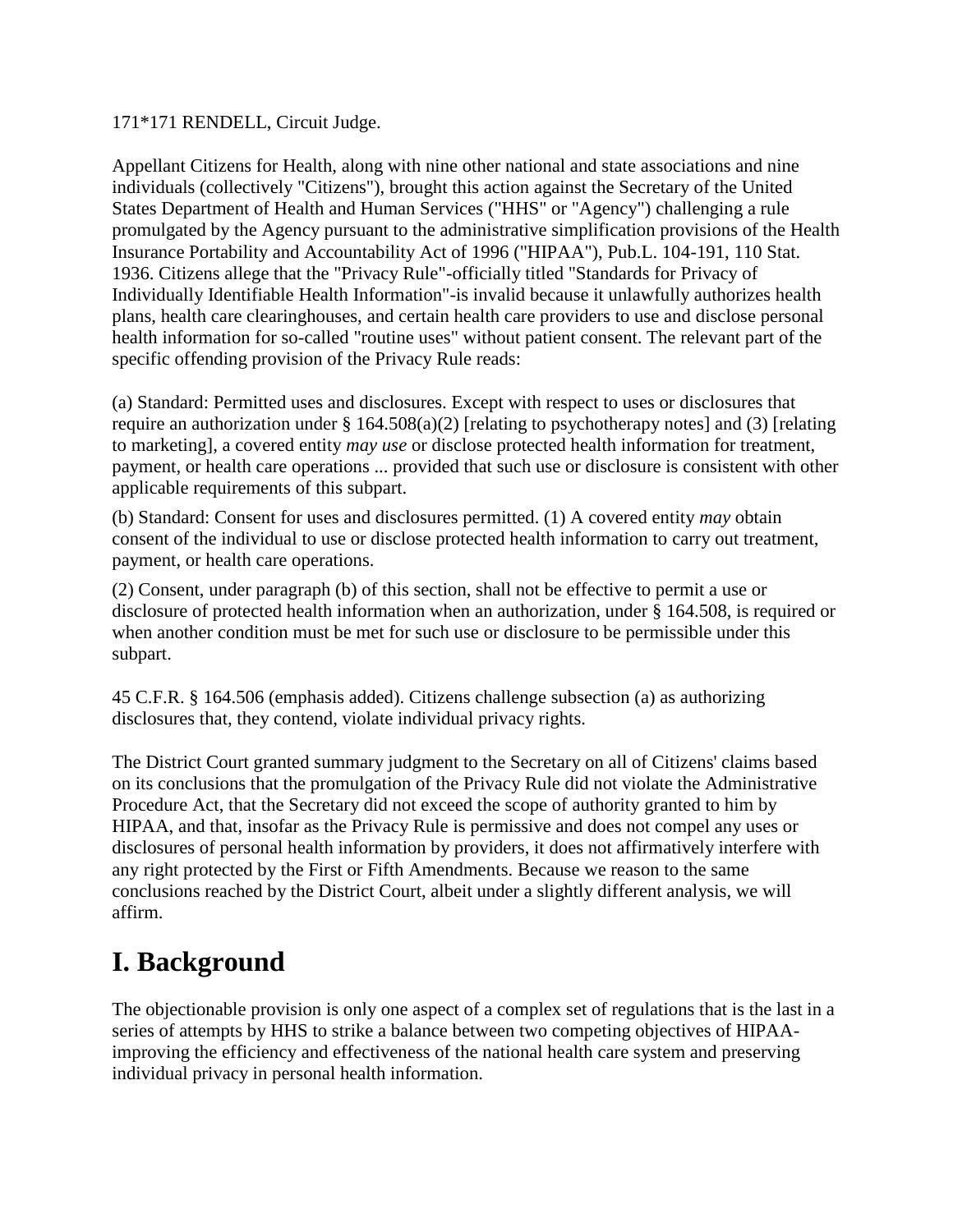171*171 RENDELL, Circuit Judge.

Appellant Citizens for Health, along with nine other national and state associations and nine individuals (collectively "Citizens"), brought this action against the Secretary of the United States Department of Health and Human Services ("HHS" or "Agency") challenging a rule promulgated by the Agency pursuant to the administrative simplification provisions of the Health Insurance Portability and Accountability Act of 1996 ("HIPAA"), Pub.L. 104-191, 110 Stat. 1936. Citizens allege that the "Privacy Rule"-officially titled "Standards for Privacy of Individually Identifiable Health Information"-is invalid because it unlawfully authorizes health plans, health care clearinghouses, and certain health care providers to use and disclose personal health information for so-called "routine uses" without patient consent. The relevant part of the specific offending provision of the Privacy Rule reads:

(a) Standard: Permitted uses and disclosures. Except with respect to uses or disclosures that require an authorization under § 164.508(a)(2) [relating to psychotherapy notes] and (3) [relating to marketing], a covered entity *may use* or disclose protected health information for treatment, payment, or health care operations ... provided that such use or disclosure is consistent with other applicable requirements of this subpart.

(b) Standard: Consent for uses and disclosures permitted. (1) A covered entity *may* obtain consent of the individual to use or disclose protected health information to carry out treatment, payment, or health care operations.

(2) Consent, under paragraph (b) of this section, shall not be effective to permit a use or disclosure of protected health information when an authorization, under § 164.508, is required or when another condition must be met for such use or disclosure to be permissible under this subpart.

45 C.F.R. § 164.506 (emphasis added). Citizens challenge subsection (a) as authorizing disclosures that, they contend, violate individual privacy rights.

The District Court granted summary judgment to the Secretary on all of Citizens' claims based on its conclusions that the promulgation of the Privacy Rule did not violate the Administrative Procedure Act, that the Secretary did not exceed the scope of authority granted to him by HIPAA, and that, insofar as the Privacy Rule is permissive and does not compel any uses or disclosures of personal health information by providers, it does not affirmatively interfere with any right protected by the First or Fifth Amendments. Because we reason to the same conclusions reached by the District Court, albeit under a slightly different analysis, we will affirm.

# I. Background

The objectionable provision is only one aspect of a complex set of regulations that is the last in a series of attempts by HHS to strike a balance between two competing objectives of HIPAA-improving the efficiency and effectiveness of the national health care system and preserving individual privacy in personal health information.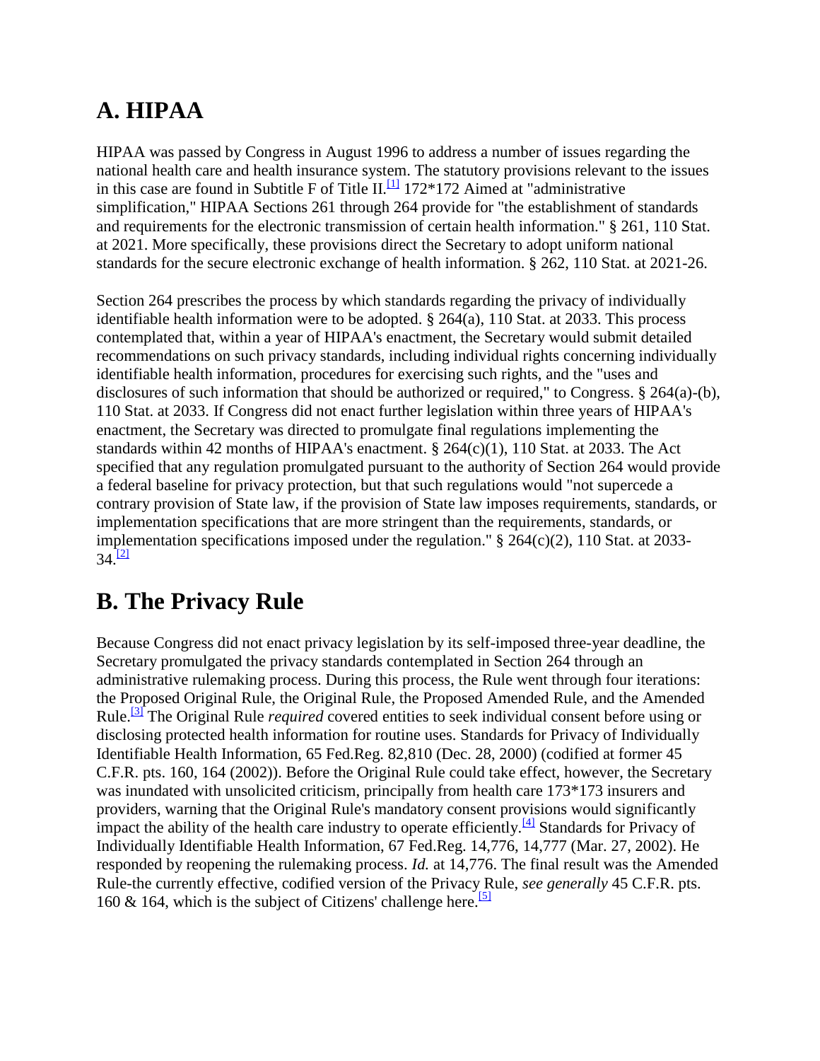## A. HIPAA

HIPAA was passed by Congress in August 1996 to address a number of issues regarding the national health care and health insurance system. The statutory provisions relevant to the issues in this case are found in Subtitle F of Title II.[1] 172*172 Aimed at "administrative simplification," HIPAA Sections 261 through 264 provide for "the establishment of standards and requirements for the electronic transmission of certain health information." § 261, 110 Stat. at 2021. More specifically, these provisions direct the Secretary to adopt uniform national standards for the secure electronic exchange of health information. § 262, 110 Stat. at 2021-26.

Section 264 prescribes the process by which standards regarding the privacy of individually identifiable health information were to be adopted. § 264(a), 110 Stat. at 2033. This process contemplated that, within a year of HIPAA's enactment, the Secretary would submit detailed recommendations on such privacy standards, including individual rights concerning individually identifiable health information, procedures for exercising such rights, and the "uses and disclosures of such information that should be authorized or required," to Congress. § 264(a)-(b), 110 Stat. at 2033. If Congress did not enact further legislation within three years of HIPAA's enactment, the Secretary was directed to promulgate final regulations implementing the standards within 42 months of HIPAA's enactment. § 264(c)(1), 110 Stat. at 2033. The Act specified that any regulation promulgated pursuant to the authority of Section 264 would provide a federal baseline for privacy protection, but that such regulations would "not supercede a contrary provision of State law, if the provision of State law imposes requirements, standards, or implementation specifications that are more stringent than the requirements, standards, or implementation specifications imposed under the regulation." § 264(c)(2), 110 Stat. at 2033-34.[2]

## B. The Privacy Rule

Because Congress did not enact privacy legislation by its self-imposed three-year deadline, the Secretary promulgated the privacy standards contemplated in Section 264 through an administrative rulemaking process. During this process, the Rule went through four iterations: the Proposed Original Rule, the Original Rule, the Proposed Amended Rule, and the Amended Rule.[3] The Original Rule *required* covered entities to seek individual consent before using or disclosing protected health information for routine uses. Standards for Privacy of Individually Identifiable Health Information, 65 Fed.Reg. 82,810 (Dec. 28, 2000) (codified at former 45 C.F.R. pts. 160, 164 (2002)). Before the Original Rule could take effect, however, the Secretary was inundated with unsolicited criticism, principally from health care 173*173 insurers and providers, warning that the Original Rule's mandatory consent provisions would significantly impact the ability of the health care industry to operate efficiently.[4] Standards for Privacy of Individually Identifiable Health Information, 67 Fed.Reg. 14,776, 14,777 (Mar. 27, 2002). He responded by reopening the rulemaking process. *Id.* at 14,776. The final result was the Amended Rule-the currently effective, codified version of the Privacy Rule, *see generally* 45 C.F.R. pts. 160 & 164, which is the subject of Citizens' challenge here.[5]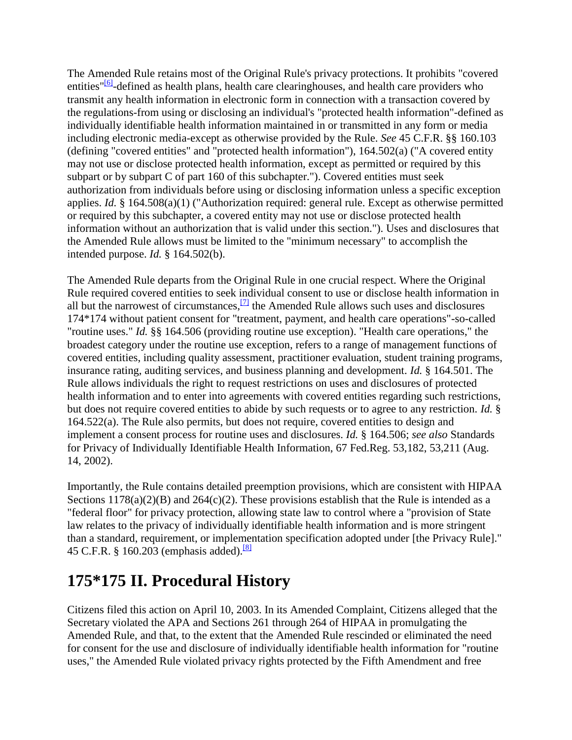The Amended Rule retains most of the Original Rule's privacy protections. It prohibits "covered entities"[6]-defined as health plans, health care clearinghouses, and health care providers who transmit any health information in electronic form in connection with a transaction covered by the regulations-from using or disclosing an individual's "protected health information"-defined as individually identifiable health information maintained in or transmitted in any form or media including electronic media-except as otherwise provided by the Rule. *See* 45 C.F.R. §§ 160.103 (defining "covered entities" and "protected health information"), 164.502(a) ("A covered entity may not use or disclose protected health information, except as permitted or required by this subpart or by subpart C of part 160 of this subchapter."). Covered entities must seek authorization from individuals before using or disclosing information unless a specific exception applies. *Id.* § 164.508(a)(1) ("Authorization required: general rule. Except as otherwise permitted or required by this subchapter, a covered entity may not use or disclose protected health information without an authorization that is valid under this section."). Uses and disclosures that the Amended Rule allows must be limited to the "minimum necessary" to accomplish the intended purpose. *Id.* § 164.502(b).

The Amended Rule departs from the Original Rule in one crucial respect. Where the Original Rule required covered entities to seek individual consent to use or disclose health information in all but the narrowest of circumstances,[7] the Amended Rule allows such uses and disclosures 174*174 without patient consent for "treatment, payment, and health care operations"-so-called "routine uses." *Id.* §§ 164.506 (providing routine use exception). "Health care operations," the broadest category under the routine use exception, refers to a range of management functions of covered entities, including quality assessment, practitioner evaluation, student training programs, insurance rating, auditing services, and business planning and development. *Id.* § 164.501. The Rule allows individuals the right to request restrictions on uses and disclosures of protected health information and to enter into agreements with covered entities regarding such restrictions, but does not require covered entities to abide by such requests or to agree to any restriction. *Id.* § 164.522(a). The Rule also permits, but does not require, covered entities to design and implement a consent process for routine uses and disclosures. *Id.* § 164.506; *see also* Standards for Privacy of Individually Identifiable Health Information, 67 Fed.Reg. 53,182, 53,211 (Aug. 14, 2002).

Importantly, the Rule contains detailed preemption provisions, which are consistent with HIPAA Sections 1178(a)(2)(B) and 264(c)(2). These provisions establish that the Rule is intended as a "federal floor" for privacy protection, allowing state law to control where a "provision of State law relates to the privacy of individually identifiable health information and is more stringent than a standard, requirement, or implementation specification adopted under [the Privacy Rule]." 45 C.F.R. § 160.203 (emphasis added).[8]

## 175*175 II. Procedural History

Citizens filed this action on April 10, 2003. In its Amended Complaint, Citizens alleged that the Secretary violated the APA and Sections 261 through 264 of HIPAA in promulgating the Amended Rule, and that, to the extent that the Amended Rule rescinded or eliminated the need for consent for the use and disclosure of individually identifiable health information for "routine uses," the Amended Rule violated privacy rights protected by the Fifth Amendment and free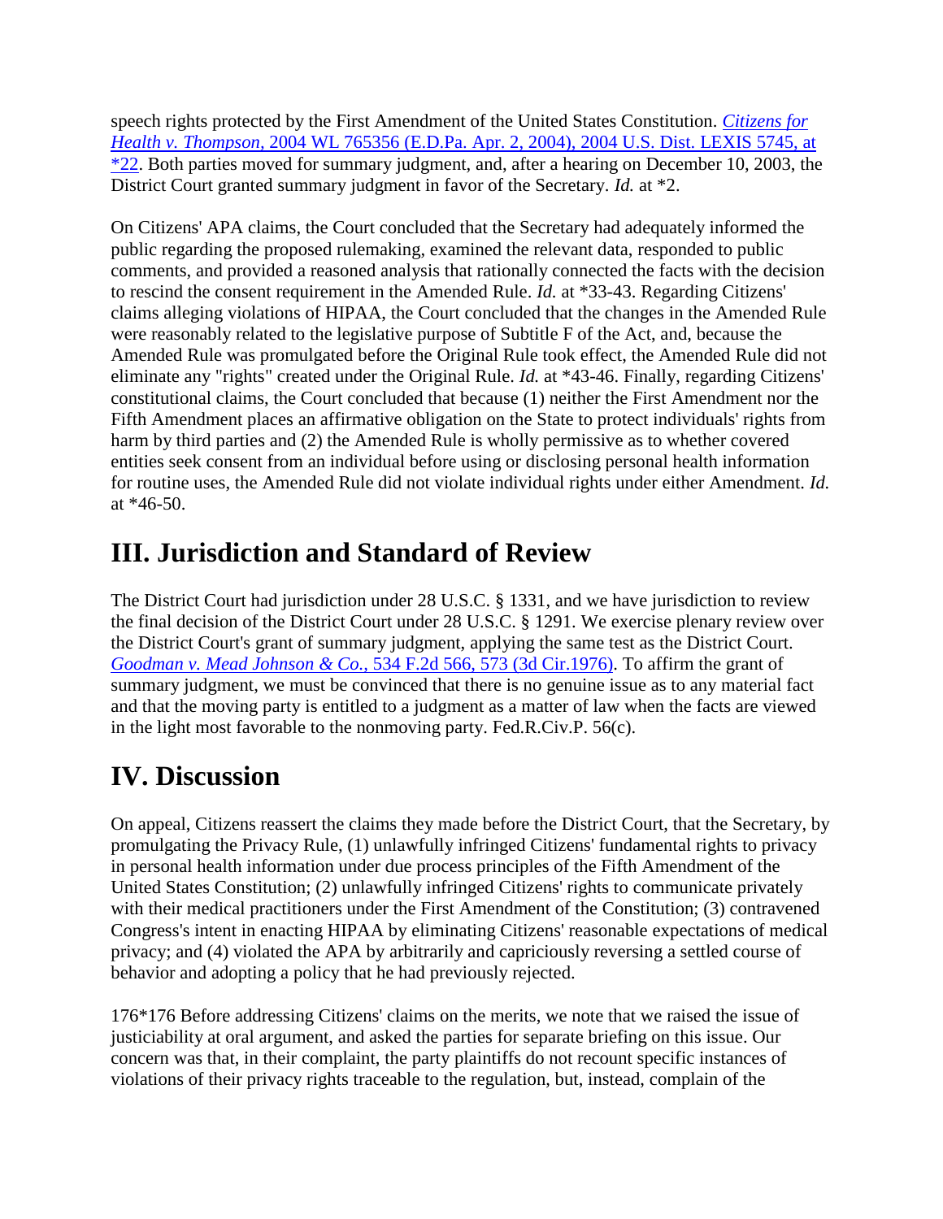speech rights protected by the First Amendment of the United States Constitution. *Citizens for Health v. Thompson,* 2004 WL 765356 (E.D.Pa. Apr. 2, 2004), 2004 U.S. Dist. LEXIS 5745, at *22. Both parties moved for summary judgment, and, after a hearing on December 10, 2003, the District Court granted summary judgment in favor of the Secretary. *Id.* at *2.

On Citizens' APA claims, the Court concluded that the Secretary had adequately informed the public regarding the proposed rulemaking, examined the relevant data, responded to public comments, and provided a reasoned analysis that rationally connected the facts with the decision to rescind the consent requirement in the Amended Rule. *Id.* at *33-43. Regarding Citizens' claims alleging violations of HIPAA, the Court concluded that the changes in the Amended Rule were reasonably related to the legislative purpose of Subtitle F of the Act, and, because the Amended Rule was promulgated before the Original Rule took effect, the Amended Rule did not eliminate any "rights" created under the Original Rule. *Id.* at *43-46. Finally, regarding Citizens' constitutional claims, the Court concluded that because (1) neither the First Amendment nor the Fifth Amendment places an affirmative obligation on the State to protect individuals' rights from harm by third parties and (2) the Amended Rule is wholly permissive as to whether covered entities seek consent from an individual before using or disclosing personal health information for routine uses, the Amended Rule did not violate individual rights under either Amendment. *Id.* at *46-50.

## III. Jurisdiction and Standard of Review

The District Court had jurisdiction under 28 U.S.C. § 1331, and we have jurisdiction to review the final decision of the District Court under 28 U.S.C. § 1291. We exercise plenary review over the District Court's grant of summary judgment, applying the same test as the District Court. *Goodman v. Mead Johnson & Co.,* 534 F.2d 566, 573 (3d Cir.1976). To affirm the grant of summary judgment, we must be convinced that there is no genuine issue as to any material fact and that the moving party is entitled to a judgment as a matter of law when the facts are viewed in the light most favorable to the nonmoving party. Fed.R.Civ.P. 56(c).

## IV. Discussion

On appeal, Citizens reassert the claims they made before the District Court, that the Secretary, by promulgating the Privacy Rule, (1) unlawfully infringed Citizens' fundamental rights to privacy in personal health information under due process principles of the Fifth Amendment of the United States Constitution; (2) unlawfully infringed Citizens' rights to communicate privately with their medical practitioners under the First Amendment of the Constitution; (3) contravened Congress's intent in enacting HIPAA by eliminating Citizens' reasonable expectations of medical privacy; and (4) violated the APA by arbitrarily and capriciously reversing a settled course of behavior and adopting a policy that he had previously rejected.

176*176 Before addressing Citizens' claims on the merits, we note that we raised the issue of justiciability at oral argument, and asked the parties for separate briefing on this issue. Our concern was that, in their complaint, the party plaintiffs do not recount specific instances of violations of their privacy rights traceable to the regulation, but, instead, complain of the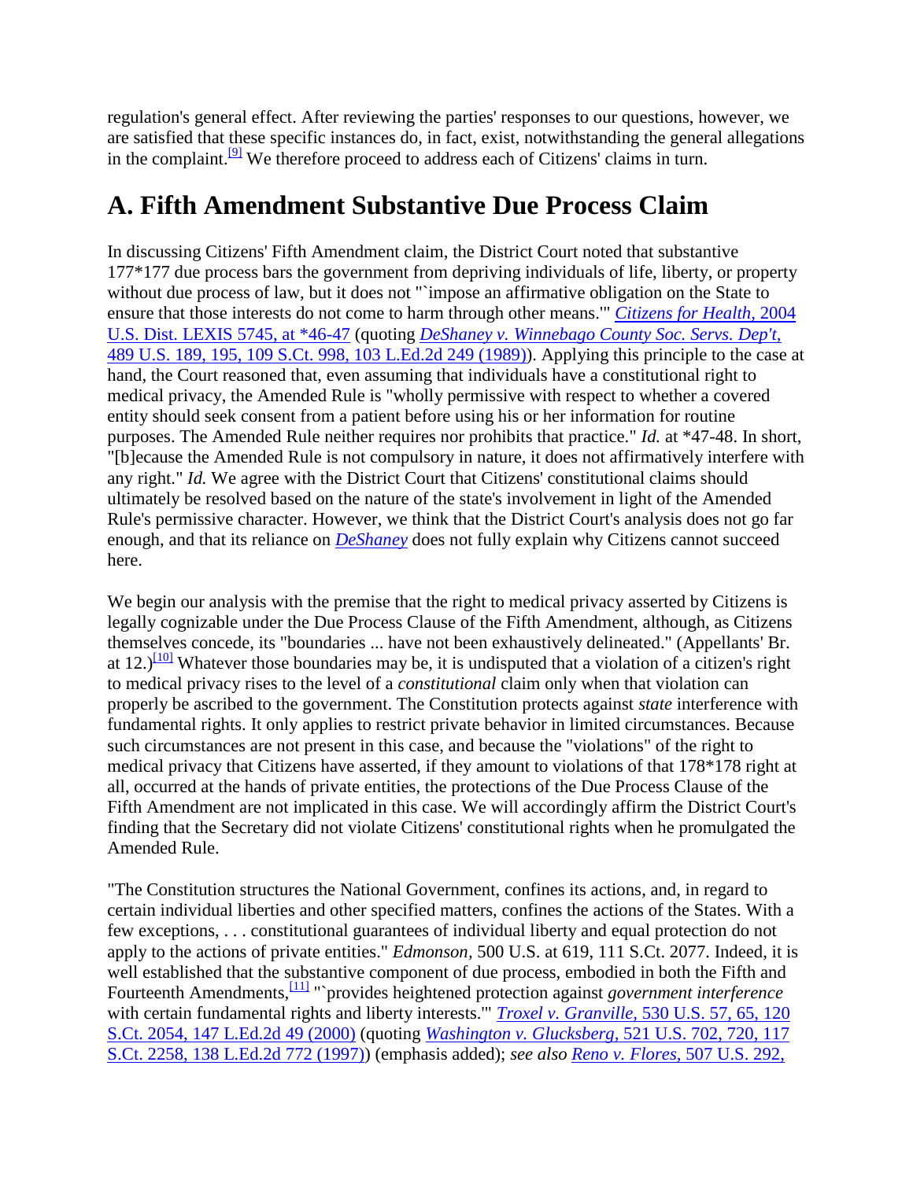regulation's general effect. After reviewing the parties' responses to our questions, however, we are satisfied that these specific instances do, in fact, exist, notwithstanding the general allegations in the complaint.[9] We therefore proceed to address each of Citizens' claims in turn.

## A. Fifth Amendment Substantive Due Process Claim

In discussing Citizens' Fifth Amendment claim, the District Court noted that substantive 177*177 due process bars the government from depriving individuals of life, liberty, or property without due process of law, but it does not "`impose an affirmative obligation on the State to ensure that those interests do not come to harm through other means.'" *Citizens for Health,* 2004 U.S. Dist. LEXIS 5745, at *46-47 (quoting *DeShaney v. Winnebago County Soc. Servs. Dep't,* 489 U.S. 189, 195, 109 S.Ct. 998, 103 L.Ed.2d 249 (1989)). Applying this principle to the case at hand, the Court reasoned that, even assuming that individuals have a constitutional right to medical privacy, the Amended Rule is "wholly permissive with respect to whether a covered entity should seek consent from a patient before using his or her information for routine purposes. The Amended Rule neither requires nor prohibits that practice." *Id.* at *47-48. In short, "[b]ecause the Amended Rule is not compulsory in nature, it does not affirmatively interfere with any right." *Id.* We agree with the District Court that Citizens' constitutional claims should ultimately be resolved based on the nature of the state's involvement in light of the Amended Rule's permissive character. However, we think that the District Court's analysis does not go far enough, and that its reliance on *DeShaney* does not fully explain why Citizens cannot succeed here.

We begin our analysis with the premise that the right to medical privacy asserted by Citizens is legally cognizable under the Due Process Clause of the Fifth Amendment, although, as Citizens themselves concede, its "boundaries ... have not been exhaustively delineated." (Appellants' Br. at 12.)[10] Whatever those boundaries may be, it is undisputed that a violation of a citizen's right to medical privacy rises to the level of a *constitutional* claim only when that violation can properly be ascribed to the government. The Constitution protects against *state* interference with fundamental rights. It only applies to restrict private behavior in limited circumstances. Because such circumstances are not present in this case, and because the "violations" of the right to medical privacy that Citizens have asserted, if they amount to violations of that 178*178 right at all, occurred at the hands of private entities, the protections of the Due Process Clause of the Fifth Amendment are not implicated in this case. We will accordingly affirm the District Court's finding that the Secretary did not violate Citizens' constitutional rights when he promulgated the Amended Rule.

"The Constitution structures the National Government, confines its actions, and, in regard to certain individual liberties and other specified matters, confines the actions of the States. With a few exceptions, . . . constitutional guarantees of individual liberty and equal protection do not apply to the actions of private entities." *Edmonson,* 500 U.S. at 619, 111 S.Ct. 2077. Indeed, it is well established that the substantive component of due process, embodied in both the Fifth and Fourteenth Amendments,[11] "`provides heightened protection against *government interference* with certain fundamental rights and liberty interests.'" *Troxel v. Granville,* 530 U.S. 57, 65, 120 S.Ct. 2054, 147 L.Ed.2d 49 (2000) (quoting *Washington v. Glucksberg,* 521 U.S. 702, 720, 117 S.Ct. 2258, 138 L.Ed.2d 772 (1997)) (emphasis added); *see also* *Reno v. Flores,* 507 U.S. 292,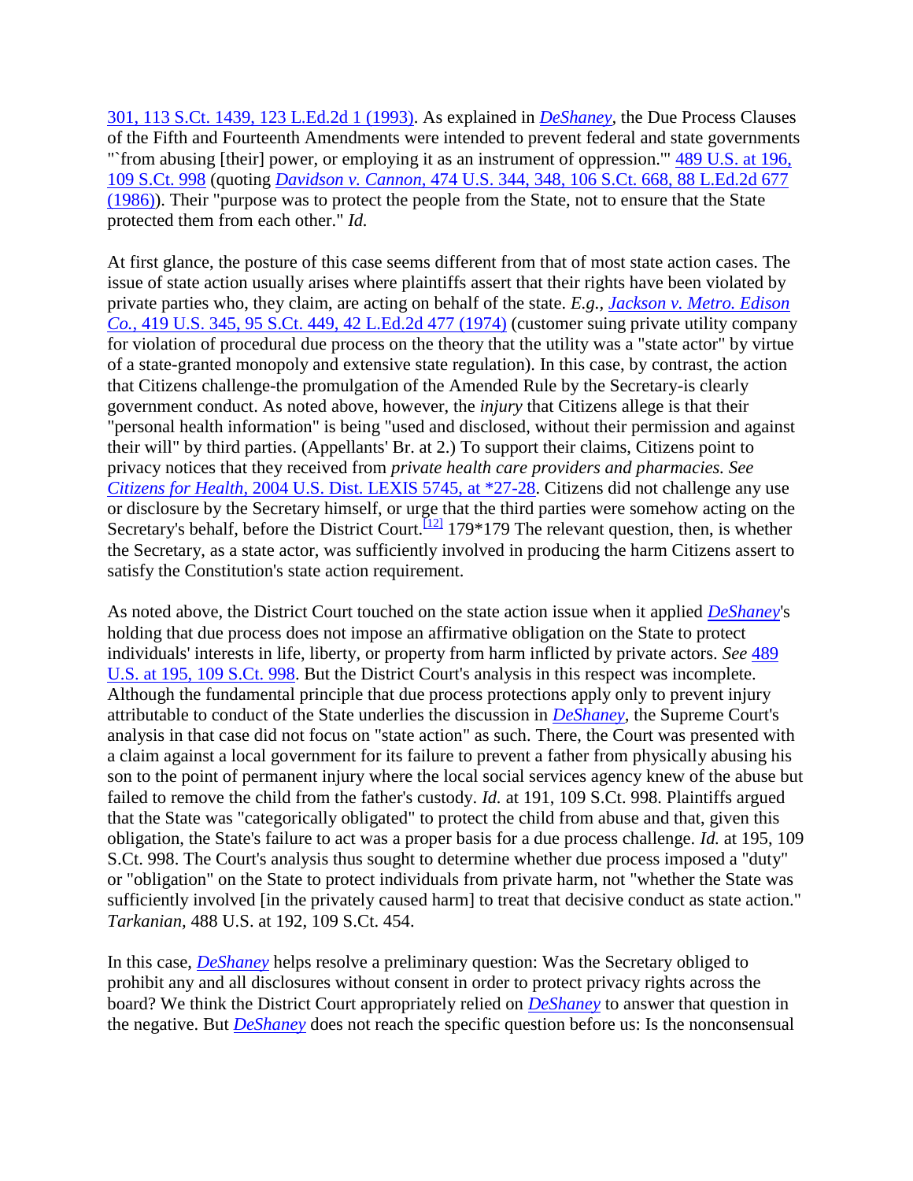301, 113 S.Ct. 1439, 123 L.Ed.2d 1 (1993). As explained in *DeShaney*, the Due Process Clauses of the Fifth and Fourteenth Amendments were intended to prevent federal and state governments "`from abusing [their] power, or employing it as an instrument of oppression.'" 489 U.S. at 196, 109 S.Ct. 998 (quoting *Davidson v. Cannon*, 474 U.S. 344, 348, 106 S.Ct. 668, 88 L.Ed.2d 677 (1986)). Their "purpose was to protect the people from the State, not to ensure that the State protected them from each other." *Id.*

At first glance, the posture of this case seems different from that of most state action cases. The issue of state action usually arises where plaintiffs assert that their rights have been violated by private parties who, they claim, are acting on behalf of the state. *E.g., Jackson v. Metro. Edison Co.*, 419 U.S. 345, 95 S.Ct. 449, 42 L.Ed.2d 477 (1974) (customer suing private utility company for violation of procedural due process on the theory that the utility was a "state actor" by virtue of a state-granted monopoly and extensive state regulation). In this case, by contrast, the action that Citizens challenge-the promulgation of the Amended Rule by the Secretary-is clearly government conduct. As noted above, however, the *injury* that Citizens allege is that their "personal health information" is being "used and disclosed, without their permission and against their will" by third parties. (Appellants' Br. at 2.) To support their claims, Citizens point to privacy notices that they received from *private health care providers and pharmacies. See Citizens for Health*, 2004 U.S. Dist. LEXIS 5745, at *27-28. Citizens did not challenge any use or disclosure by the Secretary himself, or urge that the third parties were somehow acting on the Secretary's behalf, before the District Court.[12] 179*179 The relevant question, then, is whether the Secretary, as a state actor, was sufficiently involved in producing the harm Citizens assert to satisfy the Constitution's state action requirement.

As noted above, the District Court touched on the state action issue when it applied *DeShaney*'s holding that due process does not impose an affirmative obligation on the State to protect individuals' interests in life, liberty, or property from harm inflicted by private actors. *See* 489 U.S. at 195, 109 S.Ct. 998. But the District Court's analysis in this respect was incomplete. Although the fundamental principle that due process protections apply only to prevent injury attributable to conduct of the State underlies the discussion in *DeShaney*, the Supreme Court's analysis in that case did not focus on "state action" as such. There, the Court was presented with a claim against a local government for its failure to prevent a father from physically abusing his son to the point of permanent injury where the local social services agency knew of the abuse but failed to remove the child from the father's custody. *Id.* at 191, 109 S.Ct. 998. Plaintiffs argued that the State was "categorically obligated" to protect the child from abuse and that, given this obligation, the State's failure to act was a proper basis for a due process challenge. *Id.* at 195, 109 S.Ct. 998. The Court's analysis thus sought to determine whether due process imposed a "duty" or "obligation" on the State to protect individuals from private harm, not "whether the State was sufficiently involved [in the privately caused harm] to treat that decisive conduct as state action." *Tarkanian*, 488 U.S. at 192, 109 S.Ct. 454.

In this case, *DeShaney* helps resolve a preliminary question: Was the Secretary obliged to prohibit any and all disclosures without consent in order to protect privacy rights across the board? We think the District Court appropriately relied on *DeShaney* to answer that question in the negative. But *DeShaney* does not reach the specific question before us: Is the nonconsensual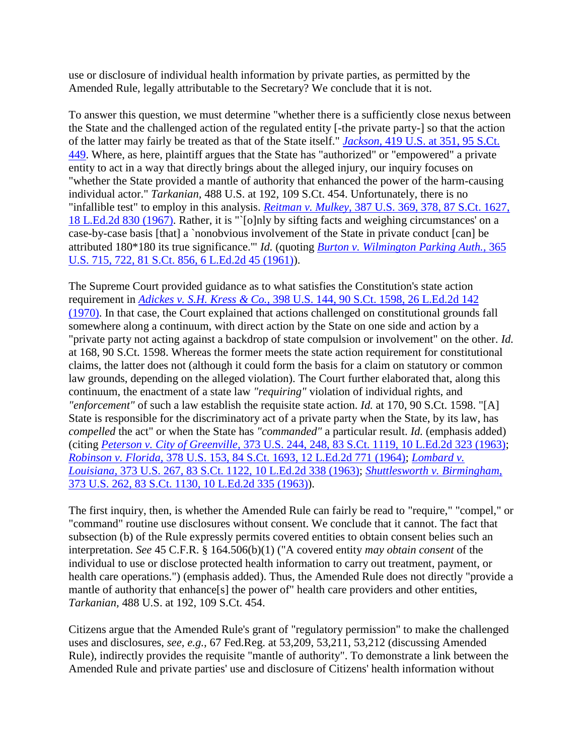use or disclosure of individual health information by private parties, as permitted by the Amended Rule, legally attributable to the Secretary? We conclude that it is not.

To answer this question, we must determine "whether there is a sufficiently close nexus between the State and the challenged action of the regulated entity [-the private party-] so that the action of the latter may fairly be treated as that of the State itself." *Jackson,* 419 U.S. at 351, 95 S.Ct. 449. Where, as here, plaintiff argues that the State has "authorized" or "empowered" a private entity to act in a way that directly brings about the alleged injury, our inquiry focuses on "whether the State provided a mantle of authority that enhanced the power of the harm-causing individual actor." *Tarkanian,* 488 U.S. at 192, 109 S.Ct. 454. Unfortunately, there is no "infallible test" to employ in this analysis. *Reitman v. Mulkey,* 387 U.S. 369, 378, 87 S.Ct. 1627, 18 L.Ed.2d 830 (1967). Rather, it is "`[o]nly by sifting facts and weighing circumstances' on a case-by-case basis [that] a `nonobvious involvement of the State in private conduct [can] be attributed 180*180 its true significance.'" *Id.* (quoting *Burton v. Wilmington Parking Auth.,* 365 U.S. 715, 722, 81 S.Ct. 856, 6 L.Ed.2d 45 (1961)).

The Supreme Court provided guidance as to what satisfies the Constitution's state action requirement in *Adickes v. S.H. Kress & Co.,* 398 U.S. 144, 90 S.Ct. 1598, 26 L.Ed.2d 142 (1970). In that case, the Court explained that actions challenged on constitutional grounds fall somewhere along a continuum, with direct action by the State on one side and action by a "private party not acting against a backdrop of state compulsion or involvement" on the other. *Id.* at 168, 90 S.Ct. 1598. Whereas the former meets the state action requirement for constitutional claims, the latter does not (although it could form the basis for a claim on statutory or common law grounds, depending on the alleged violation). The Court further elaborated that, along this continuum, the enactment of a state law *"requiring"* violation of individual rights, and *"enforcement"* of such a law establish the requisite state action. *Id.* at 170, 90 S.Ct. 1598. "[A] State is responsible for the discriminatory act of a private party when the State, by its law, has *compelled* the act" or when the State has *"commanded"* a particular result. *Id.* (emphasis added) (citing *Peterson v. City of Greenville,* 373 U.S. 244, 248, 83 S.Ct. 1119, 10 L.Ed.2d 323 (1963); *Robinson v. Florida,* 378 U.S. 153, 84 S.Ct. 1693, 12 L.Ed.2d 771 (1964); *Lombard v. Louisiana,* 373 U.S. 267, 83 S.Ct. 1122, 10 L.Ed.2d 338 (1963); *Shuttlesworth v. Birmingham,* 373 U.S. 262, 83 S.Ct. 1130, 10 L.Ed.2d 335 (1963)).

The first inquiry, then, is whether the Amended Rule can fairly be read to "require," "compel," or "command" routine use disclosures without consent. We conclude that it cannot. The fact that subsection (b) of the Rule expressly permits covered entities to obtain consent belies such an interpretation. *See* 45 C.F.R. § 164.506(b)(1) ("A covered entity *may obtain consent* of the individual to use or disclose protected health information to carry out treatment, payment, or health care operations.") (emphasis added). Thus, the Amended Rule does not directly "provide a mantle of authority that enhance[s] the power of" health care providers and other entities, *Tarkanian,* 488 U.S. at 192, 109 S.Ct. 454.

Citizens argue that the Amended Rule's grant of "regulatory permission" to make the challenged uses and disclosures, *see, e.g.,* 67 Fed.Reg. at 53,209, 53,211, 53,212 (discussing Amended Rule), indirectly provides the requisite "mantle of authority". To demonstrate a link between the Amended Rule and private parties' use and disclosure of Citizens' health information without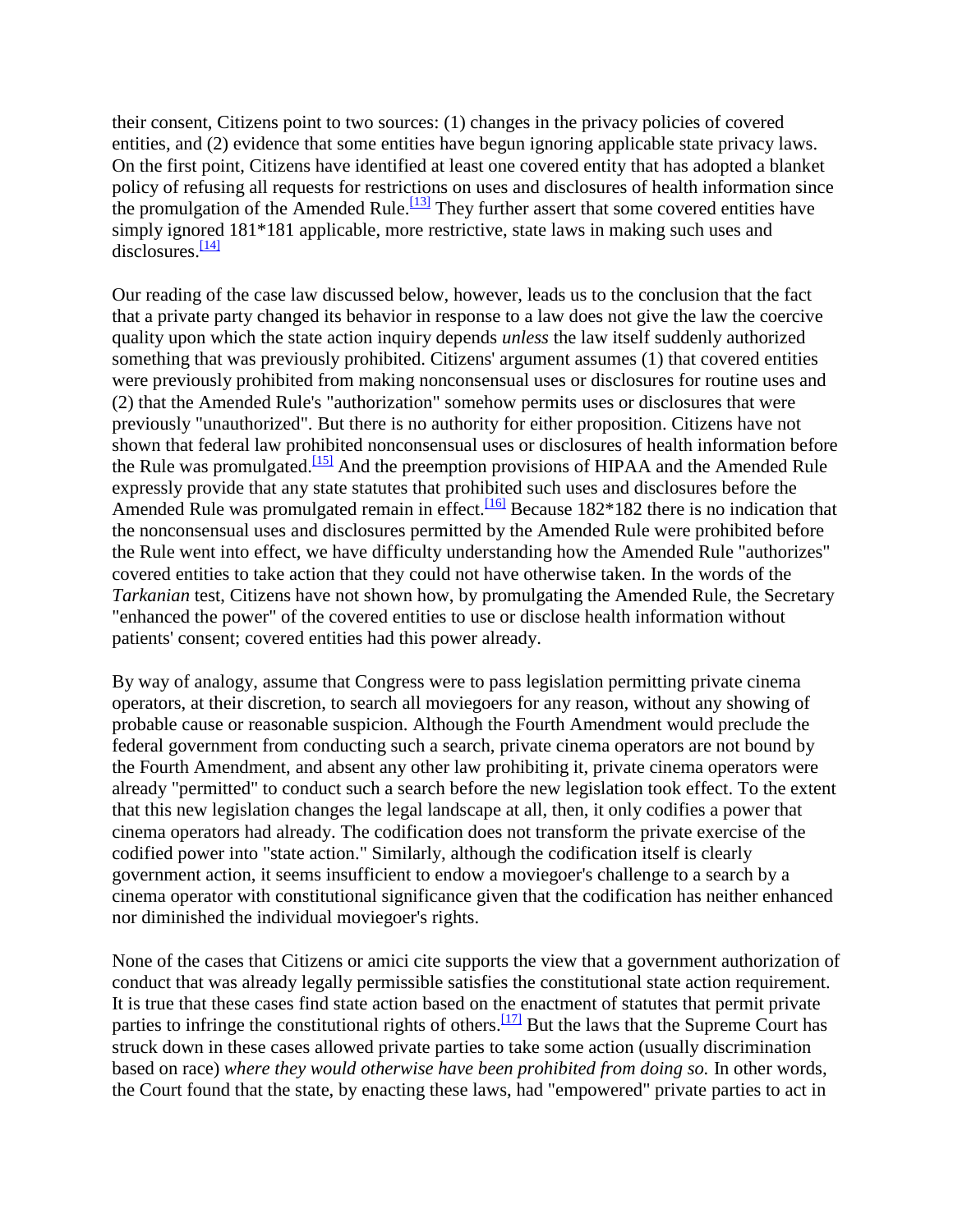their consent, Citizens point to two sources: (1) changes in the privacy policies of covered entities, and (2) evidence that some entities have begun ignoring applicable state privacy laws. On the first point, Citizens have identified at least one covered entity that has adopted a blanket policy of refusing all requests for restrictions on uses and disclosures of health information since the promulgation of the Amended Rule.[13] They further assert that some covered entities have simply ignored 181*181 applicable, more restrictive, state laws in making such uses and disclosures.[14]

Our reading of the case law discussed below, however, leads us to the conclusion that the fact that a private party changed its behavior in response to a law does not give the law the coercive quality upon which the state action inquiry depends *unless* the law itself suddenly authorized something that was previously prohibited. Citizens' argument assumes (1) that covered entities were previously prohibited from making nonconsensual uses or disclosures for routine uses and (2) that the Amended Rule's "authorization" somehow permits uses or disclosures that were previously "unauthorized". But there is no authority for either proposition. Citizens have not shown that federal law prohibited nonconsensual uses or disclosures of health information before the Rule was promulgated.[15] And the preemption provisions of HIPAA and the Amended Rule expressly provide that any state statutes that prohibited such uses and disclosures before the Amended Rule was promulgated remain in effect.[16] Because 182*182 there is no indication that the nonconsensual uses and disclosures permitted by the Amended Rule were prohibited before the Rule went into effect, we have difficulty understanding how the Amended Rule "authorizes" covered entities to take action that they could not have otherwise taken. In the words of the *Tarkanian* test, Citizens have not shown how, by promulgating the Amended Rule, the Secretary "enhanced the power" of the covered entities to use or disclose health information without patients' consent; covered entities had this power already.

By way of analogy, assume that Congress were to pass legislation permitting private cinema operators, at their discretion, to search all moviegoers for any reason, without any showing of probable cause or reasonable suspicion. Although the Fourth Amendment would preclude the federal government from conducting such a search, private cinema operators are not bound by the Fourth Amendment, and absent any other law prohibiting it, private cinema operators were already "permitted" to conduct such a search before the new legislation took effect. To the extent that this new legislation changes the legal landscape at all, then, it only codifies a power that cinema operators had already. The codification does not transform the private exercise of the codified power into "state action." Similarly, although the codification itself is clearly government action, it seems insufficient to endow a moviegoer's challenge to a search by a cinema operator with constitutional significance given that the codification has neither enhanced nor diminished the individual moviegoer's rights.

None of the cases that Citizens or amici cite supports the view that a government authorization of conduct that was already legally permissible satisfies the constitutional state action requirement. It is true that these cases find state action based on the enactment of statutes that permit private parties to infringe the constitutional rights of others.[17] But the laws that the Supreme Court has struck down in these cases allowed private parties to take some action (usually discrimination based on race) *where they would otherwise have been prohibited from doing so.* In other words, the Court found that the state, by enacting these laws, had "empowered" private parties to act in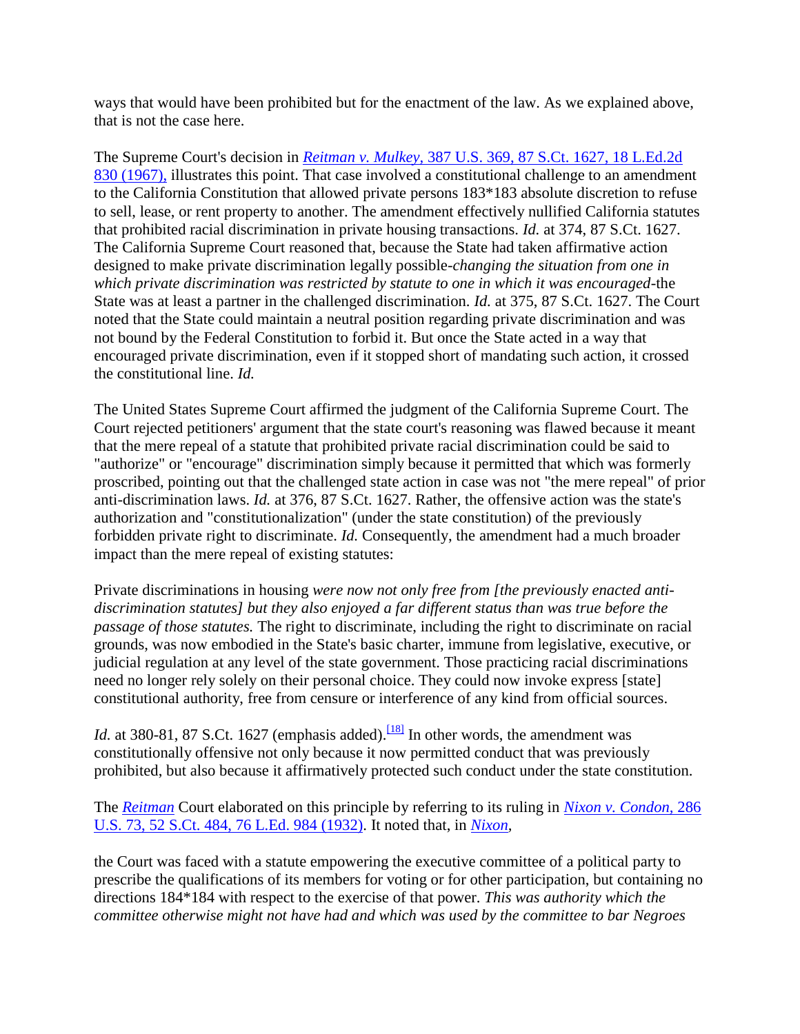ways that would have been prohibited but for the enactment of the law. As we explained above, that is not the case here.

The Supreme Court's decision in *Reitman v. Mulkey,* 387 U.S. 369, 87 S.Ct. 1627, 18 L.Ed.2d 830 (1967), illustrates this point. That case involved a constitutional challenge to an amendment to the California Constitution that allowed private persons 183*183 absolute discretion to refuse to sell, lease, or rent property to another. The amendment effectively nullified California statutes that prohibited racial discrimination in private housing transactions. *Id.* at 374, 87 S.Ct. 1627. The California Supreme Court reasoned that, because the State had taken affirmative action designed to make private discrimination legally possible-*changing the situation from one in which private discrimination was restricted by statute to one in which it was encouraged*-the State was at least a partner in the challenged discrimination. *Id.* at 375, 87 S.Ct. 1627. The Court noted that the State could maintain a neutral position regarding private discrimination and was not bound by the Federal Constitution to forbid it. But once the State acted in a way that encouraged private discrimination, even if it stopped short of mandating such action, it crossed the constitutional line. *Id.*

The United States Supreme Court affirmed the judgment of the California Supreme Court. The Court rejected petitioners' argument that the state court's reasoning was flawed because it meant that the mere repeal of a statute that prohibited private racial discrimination could be said to "authorize" or "encourage" discrimination simply because it permitted that which was formerly proscribed, pointing out that the challenged state action in case was not "the mere repeal" of prior anti-discrimination laws. *Id.* at 376, 87 S.Ct. 1627. Rather, the offensive action was the state's authorization and "constitutionalization" (under the state constitution) of the previously forbidden private right to discriminate. *Id.* Consequently, the amendment had a much broader impact than the mere repeal of existing statutes:

> Private discriminations in housing *were now not only free from [the previously enacted anti-discrimination statutes] but they also enjoyed a far different status than was true before the passage of those statutes.* The right to discriminate, including the right to discriminate on racial grounds, was now embodied in the State's basic charter, immune from legislative, executive, or judicial regulation at any level of the state government. Those practicing racial discriminations need no longer rely solely on their personal choice. They could now invoke express [state] constitutional authority, free from censure or interference of any kind from official sources.

*Id.* at 380-81, 87 S.Ct. 1627 (emphasis added).[18] In other words, the amendment was constitutionally offensive not only because it now permitted conduct that was previously prohibited, but also because it affirmatively protected such conduct under the state constitution.

The *Reitman* Court elaborated on this principle by referring to its ruling in *Nixon v. Condon,* 286 U.S. 73, 52 S.Ct. 484, 76 L.Ed. 984 (1932). It noted that, in *Nixon*,

> the Court was faced with a statute empowering the executive committee of a political party to prescribe the qualifications of its members for voting or for other participation, but containing no directions 184*184 with respect to the exercise of that power. *This was authority which the committee otherwise might not have had and which was used by the committee to bar Negroes*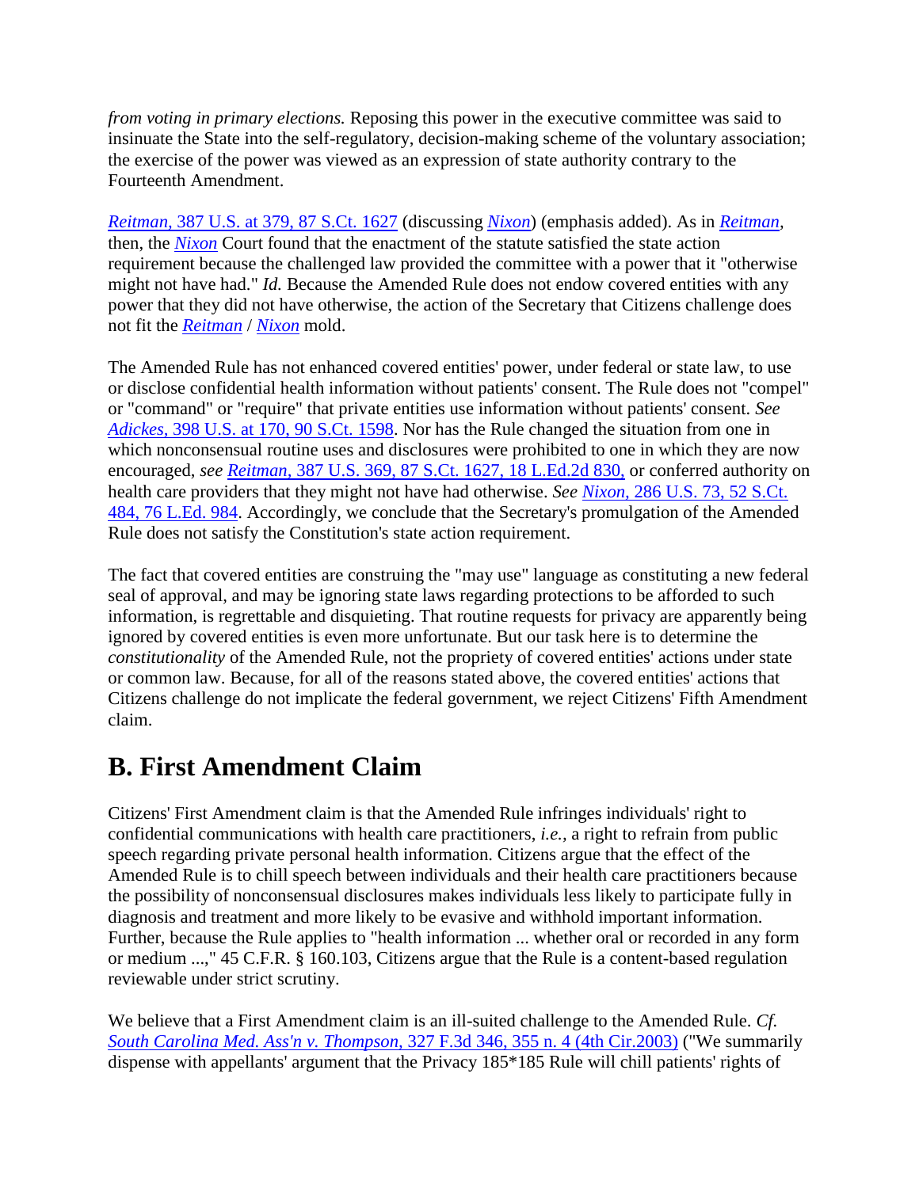*from voting in primary elections.* Reposing this power in the executive committee was said to insinuate the State into the self-regulatory, decision-making scheme of the voluntary association; the exercise of the power was viewed as an expression of state authority contrary to the Fourteenth Amendment.

*Reitman,* 387 U.S. at 379, 87 S.Ct. 1627 (discussing *Nixon*) (emphasis added). As in *Reitman*, then, the *Nixon* Court found that the enactment of the statute satisfied the state action requirement because the challenged law provided the committee with a power that it "otherwise might not have had." *Id.* Because the Amended Rule does not endow covered entities with any power that they did not have otherwise, the action of the Secretary that Citizens challenge does not fit the *Reitman* / *Nixon* mold.

The Amended Rule has not enhanced covered entities' power, under federal or state law, to use or disclose confidential health information without patients' consent. The Rule does not "compel" or "command" or "require" that private entities use information without patients' consent. *See Adickes,* 398 U.S. at 170, 90 S.Ct. 1598. Nor has the Rule changed the situation from one in which nonconsensual routine uses and disclosures were prohibited to one in which they are now encouraged, *see Reitman,* 387 U.S. 369, 87 S.Ct. 1627, 18 L.Ed.2d 830, or conferred authority on health care providers that they might not have had otherwise. *See Nixon,* 286 U.S. 73, 52 S.Ct. 484, 76 L.Ed. 984. Accordingly, we conclude that the Secretary's promulgation of the Amended Rule does not satisfy the Constitution's state action requirement.

The fact that covered entities are construing the "may use" language as constituting a new federal seal of approval, and may be ignoring state laws regarding protections to be afforded to such information, is regrettable and disquieting. That routine requests for privacy are apparently being ignored by covered entities is even more unfortunate. But our task here is to determine the *constitutionality* of the Amended Rule, not the propriety of covered entities' actions under state or common law. Because, for all of the reasons stated above, the covered entities' actions that Citizens challenge do not implicate the federal government, we reject Citizens' Fifth Amendment claim.

## B. First Amendment Claim

Citizens' First Amendment claim is that the Amended Rule infringes individuals' right to confidential communications with health care practitioners, *i.e.,* a right to refrain from public speech regarding private personal health information. Citizens argue that the effect of the Amended Rule is to chill speech between individuals and their health care practitioners because the possibility of nonconsensual disclosures makes individuals less likely to participate fully in diagnosis and treatment and more likely to be evasive and withhold important information. Further, because the Rule applies to "health information ... whether oral or recorded in any form or medium ...," 45 C.F.R. § 160.103, Citizens argue that the Rule is a content-based regulation reviewable under strict scrutiny.

We believe that a First Amendment claim is an ill-suited challenge to the Amended Rule. *Cf. South Carolina Med. Ass'n v. Thompson,* 327 F.3d 346, 355 n. 4 (4th Cir.2003) ("We summarily dispense with appellants' argument that the Privacy 185*185 Rule will chill patients' rights of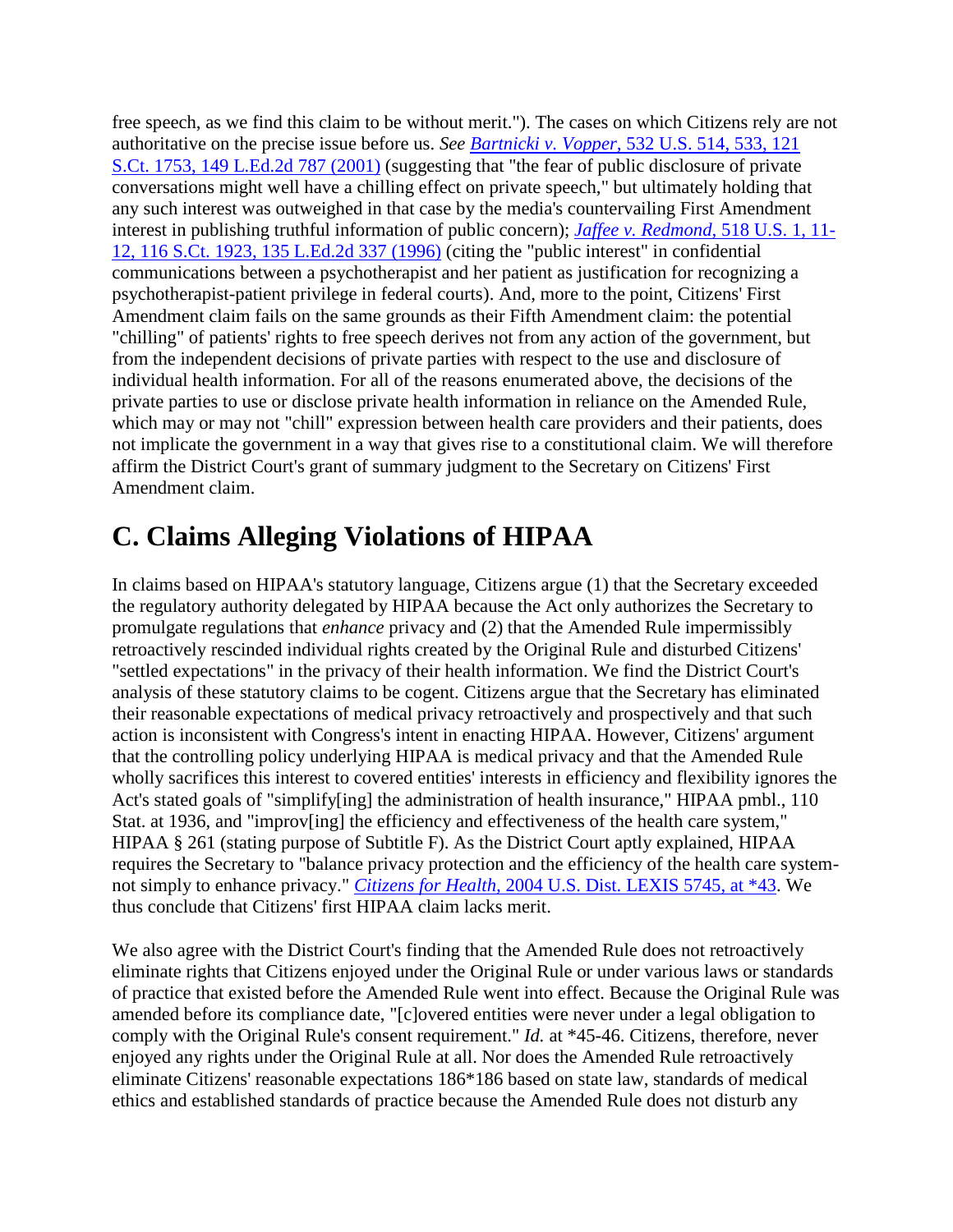free speech, as we find this claim to be without merit."). The cases on which Citizens rely are not authoritative on the precise issue before us. *See* [*Bartnicki v. Vopper*, 532 U.S. 514, 533, 121 S.Ct. 1753, 149 L.Ed.2d 787 (2001)](#) (suggesting that "the fear of public disclosure of private conversations might well have a chilling effect on private speech," but ultimately holding that any such interest was outweighed in that case by the media's countervailing First Amendment interest in publishing truthful information of public concern); [*Jaffee v. Redmond*, 518 U.S. 1, 11-12, 116 S.Ct. 1923, 135 L.Ed.2d 337 (1996)](#) (citing the "public interest" in confidential communications between a psychotherapist and her patient as justification for recognizing a psychotherapist-patient privilege in federal courts). And, more to the point, Citizens' First Amendment claim fails on the same grounds as their Fifth Amendment claim: the potential "chilling" of patients' rights to free speech derives not from any action of the government, but from the independent decisions of private parties with respect to the use and disclosure of individual health information. For all of the reasons enumerated above, the decisions of the private parties to use or disclose private health information in reliance on the Amended Rule, which may or may not "chill" expression between health care providers and their patients, does not implicate the government in a way that gives rise to a constitutional claim. We will therefore affirm the District Court's grant of summary judgment to the Secretary on Citizens' First Amendment claim.

## C. Claims Alleging Violations of HIPAA

In claims based on HIPAA's statutory language, Citizens argue (1) that the Secretary exceeded the regulatory authority delegated by HIPAA because the Act only authorizes the Secretary to promulgate regulations that *enhance* privacy and (2) that the Amended Rule impermissibly retroactively rescinded individual rights created by the Original Rule and disturbed Citizens' "settled expectations" in the privacy of their health information. We find the District Court's analysis of these statutory claims to be cogent. Citizens argue that the Secretary has eliminated their reasonable expectations of medical privacy retroactively and prospectively and that such action is inconsistent with Congress's intent in enacting HIPAA. However, Citizens' argument that the controlling policy underlying HIPAA is medical privacy and that the Amended Rule wholly sacrifices this interest to covered entities' interests in efficiency and flexibility ignores the Act's stated goals of "simplify[ing] the administration of health insurance," HIPAA pmbl., 110 Stat. at 1936, and "improv[ing] the efficiency and effectiveness of the health care system," HIPAA § 261 (stating purpose of Subtitle F). As the District Court aptly explained, HIPAA requires the Secretary to "balance privacy protection and the efficiency of the health care system-not simply to enhance privacy." [*Citizens for Health*, 2004 U.S. Dist. LEXIS 5745, at *43](#). We thus conclude that Citizens' first HIPAA claim lacks merit.

We also agree with the District Court's finding that the Amended Rule does not retroactively eliminate rights that Citizens enjoyed under the Original Rule or under various laws or standards of practice that existed before the Amended Rule went into effect. Because the Original Rule was amended before its compliance date, "[c]overed entities were never under a legal obligation to comply with the Original Rule's consent requirement." *Id.* at *45-46. Citizens, therefore, never enjoyed any rights under the Original Rule at all. Nor does the Amended Rule retroactively eliminate Citizens' reasonable expectations 186*186 based on state law, standards of medical ethics and established standards of practice because the Amended Rule does not disturb any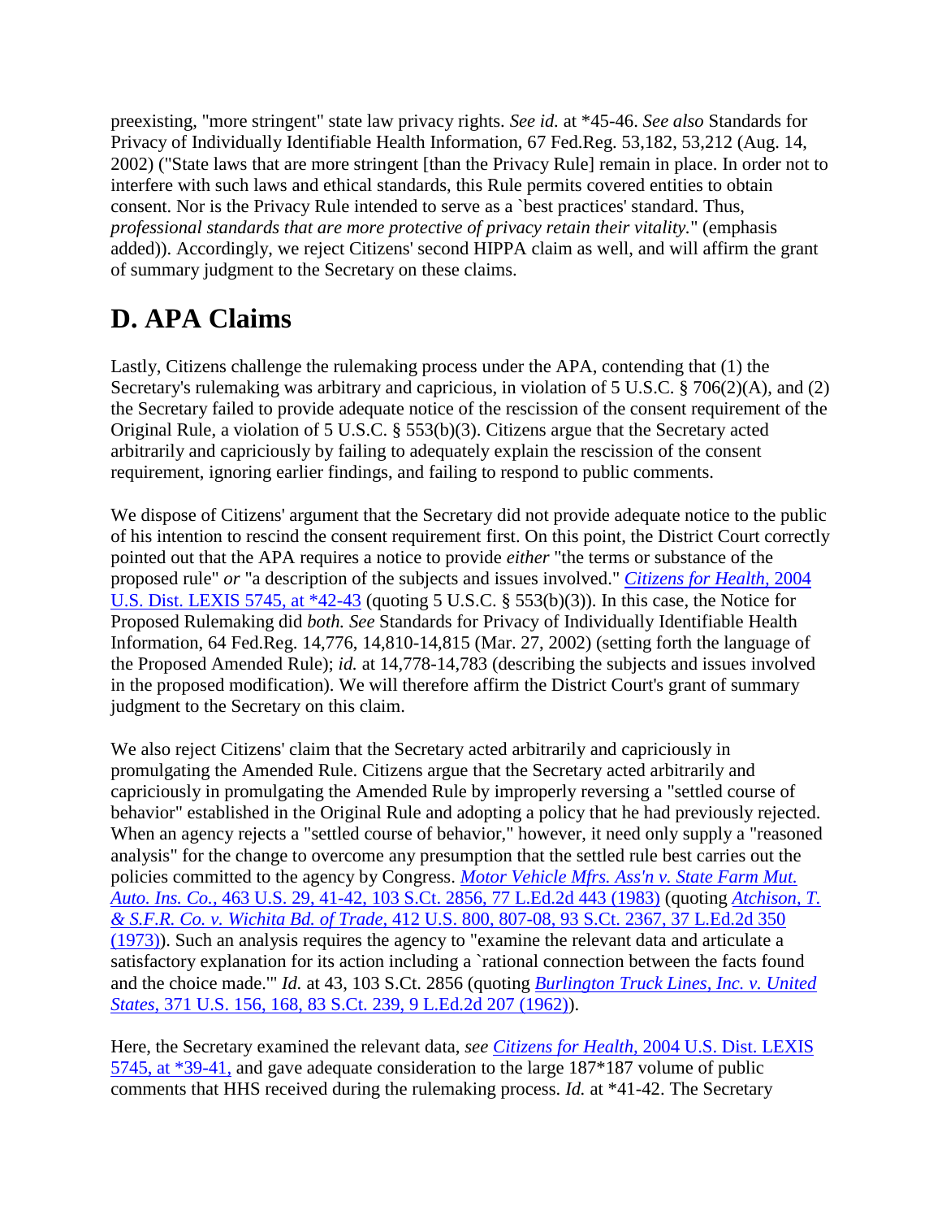preexisting, "more stringent" state law privacy rights. *See id.* at *45-46. *See also* Standards for Privacy of Individually Identifiable Health Information, 67 Fed.Reg. 53,182, 53,212 (Aug. 14, 2002) ("State laws that are more stringent [than the Privacy Rule] remain in place. In order not to interfere with such laws and ethical standards, this Rule permits covered entities to obtain consent. Nor is the Privacy Rule intended to serve as a `best practices' standard. Thus, *professional standards that are more protective of privacy retain their vitality.*" (emphasis added)). Accordingly, we reject Citizens' second HIPPA claim as well, and will affirm the grant of summary judgment to the Secretary on these claims.

## D. APA Claims

Lastly, Citizens challenge the rulemaking process under the APA, contending that (1) the Secretary's rulemaking was arbitrary and capricious, in violation of 5 U.S.C. § 706(2)(A), and (2) the Secretary failed to provide adequate notice of the rescission of the consent requirement of the Original Rule, a violation of 5 U.S.C. § 553(b)(3). Citizens argue that the Secretary acted arbitrarily and capriciously by failing to adequately explain the rescission of the consent requirement, ignoring earlier findings, and failing to respond to public comments.

We dispose of Citizens' argument that the Secretary did not provide adequate notice to the public of his intention to rescind the consent requirement first. On this point, the District Court correctly pointed out that the APA requires a notice to provide *either* "the terms or substance of the proposed rule" *or* "a description of the subjects and issues involved." *Citizens for Health,* 2004 U.S. Dist. LEXIS 5745, at *42-43 (quoting 5 U.S.C. § 553(b)(3)). In this case, the Notice for Proposed Rulemaking did *both. See* Standards for Privacy of Individually Identifiable Health Information, 64 Fed.Reg. 14,776, 14,810-14,815 (Mar. 27, 2002) (setting forth the language of the Proposed Amended Rule); *id.* at 14,778-14,783 (describing the subjects and issues involved in the proposed modification). We will therefore affirm the District Court's grant of summary judgment to the Secretary on this claim.

We also reject Citizens' claim that the Secretary acted arbitrarily and capriciously in promulgating the Amended Rule. Citizens argue that the Secretary acted arbitrarily and capriciously in promulgating the Amended Rule by improperly reversing a "settled course of behavior" established in the Original Rule and adopting a policy that he had previously rejected. When an agency rejects a "settled course of behavior," however, it need only supply a "reasoned analysis" for the change to overcome any presumption that the settled rule best carries out the policies committed to the agency by Congress. *Motor Vehicle Mfrs. Ass'n v. State Farm Mut. Auto. Ins. Co.,* 463 U.S. 29, 41-42, 103 S.Ct. 2856, 77 L.Ed.2d 443 (1983) (quoting *Atchison, T. & S.F.R. Co. v. Wichita Bd. of Trade,* 412 U.S. 800, 807-08, 93 S.Ct. 2367, 37 L.Ed.2d 350 (1973)). Such an analysis requires the agency to "examine the relevant data and articulate a satisfactory explanation for its action including a `rational connection between the facts found and the choice made.'" *Id.* at 43, 103 S.Ct. 2856 (quoting *Burlington Truck Lines, Inc. v. United States,* 371 U.S. 156, 168, 83 S.Ct. 239, 9 L.Ed.2d 207 (1962)).

Here, the Secretary examined the relevant data, *see Citizens for Health,* 2004 U.S. Dist. LEXIS 5745, at *39-41, and gave adequate consideration to the large 187*187 volume of public comments that HHS received during the rulemaking process. *Id.* at *41-42. The Secretary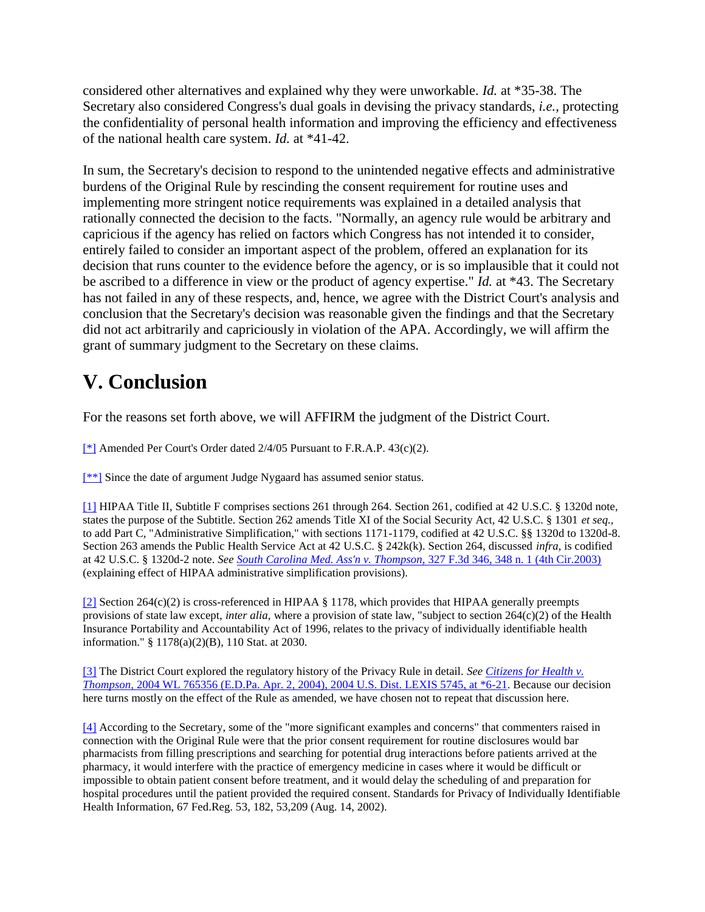considered other alternatives and explained why they were unworkable. *Id.* at *35-38. The Secretary also considered Congress's dual goals in devising the privacy standards, *i.e.*, protecting the confidentiality of personal health information and improving the efficiency and effectiveness of the national health care system. *Id.* at *41-42.

In sum, the Secretary's decision to respond to the unintended negative effects and administrative burdens of the Original Rule by rescinding the consent requirement for routine uses and implementing more stringent notice requirements was explained in a detailed analysis that rationally connected the decision to the facts. "Normally, an agency rule would be arbitrary and capricious if the agency has relied on factors which Congress has not intended it to consider, entirely failed to consider an important aspect of the problem, offered an explanation for its decision that runs counter to the evidence before the agency, or is so implausible that it could not be ascribed to a difference in view or the product of agency expertise." *Id.* at *43. The Secretary has not failed in any of these respects, and, hence, we agree with the District Court's analysis and conclusion that the Secretary's decision was reasonable given the findings and that the Secretary did not act arbitrarily and capriciously in violation of the APA. Accordingly, we will affirm the grant of summary judgment to the Secretary on these claims.

# V. Conclusion

For the reasons set forth above, we will AFFIRM the judgment of the District Court.

[*] Amended Per Court's Order dated 2/4/05 Pursuant to F.R.A.P. 43(c)(2).

[**] Since the date of argument Judge Nygaard has assumed senior status.

[1] HIPAA Title II, Subtitle F comprises sections 261 through 264. Section 261, codified at 42 U.S.C. § 1320d note, states the purpose of the Subtitle. Section 262 amends Title XI of the Social Security Act, 42 U.S.C. § 1301 *et seq.*, to add Part C, "Administrative Simplification," with sections 1171-1179, codified at 42 U.S.C. §§ 1320d to 1320d-8. Section 263 amends the Public Health Service Act at 42 U.S.C. § 242k(k). Section 264, discussed *infra*, is codified at 42 U.S.C. § 1320d-2 note. *See South Carolina Med. Ass'n v. Thompson*, 327 F.3d 346, 348 n. 1 (4th Cir.2003) (explaining effect of HIPAA administrative simplification provisions).

[2] Section 264(c)(2) is cross-referenced in HIPAA § 1178, which provides that HIPAA generally preempts provisions of state law except, *inter alia*, where a provision of state law, "subject to section 264(c)(2) of the Health Insurance Portability and Accountability Act of 1996, relates to the privacy of individually identifiable health information." § 1178(a)(2)(B), 110 Stat. at 2030.

[3] The District Court explored the regulatory history of the Privacy Rule in detail. *See Citizens for Health v. Thompson*, 2004 WL 765356 (E.D.Pa. Apr. 2, 2004), 2004 U.S. Dist. LEXIS 5745, at *6-21. Because our decision here turns mostly on the effect of the Rule as amended, we have chosen not to repeat that discussion here.

[4] According to the Secretary, some of the "more significant examples and concerns" that commenters raised in connection with the Original Rule were that the prior consent requirement for routine disclosures would bar pharmacists from filling prescriptions and searching for potential drug interactions before patients arrived at the pharmacy, it would interfere with the practice of emergency medicine in cases where it would be difficult or impossible to obtain patient consent before treatment, and it would delay the scheduling of and preparation for hospital procedures until the patient provided the required consent. Standards for Privacy of Individually Identifiable Health Information, 67 Fed.Reg. 53, 182, 53,209 (Aug. 14, 2002).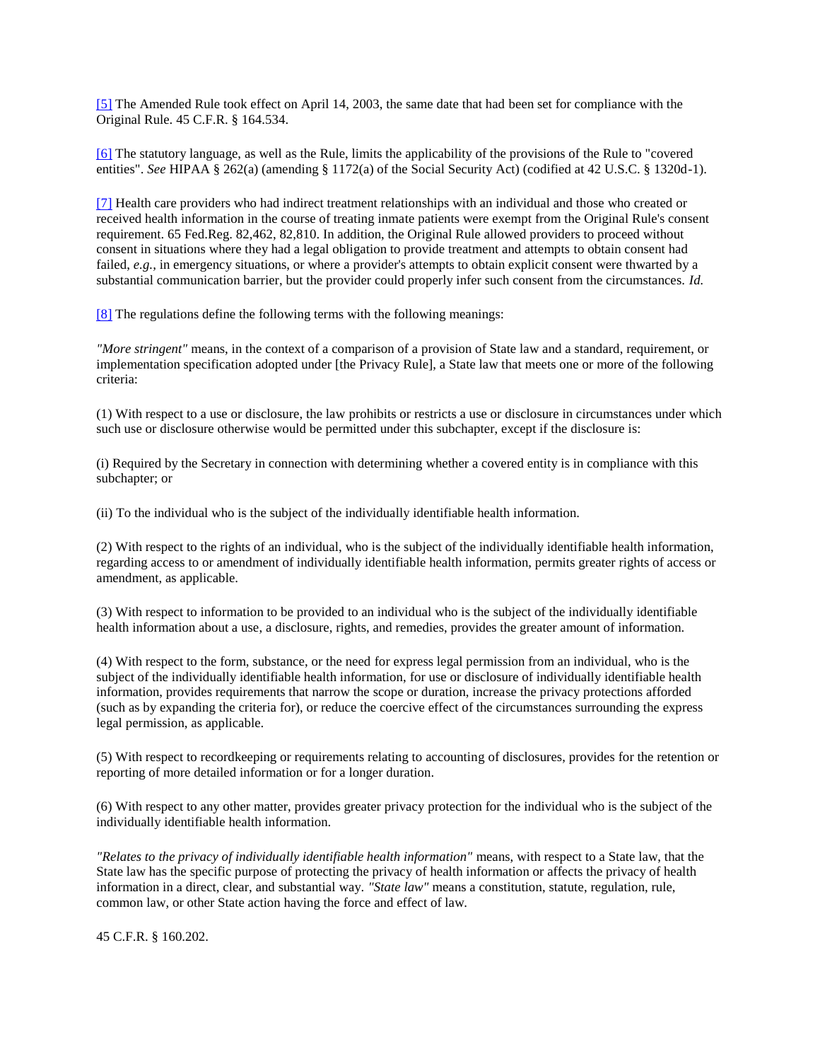[5] The Amended Rule took effect on April 14, 2003, the same date that had been set for compliance with the Original Rule. 45 C.F.R. § 164.534.

[6] The statutory language, as well as the Rule, limits the applicability of the provisions of the Rule to "covered entities". *See* HIPAA § 262(a) (amending § 1172(a) of the Social Security Act) (codified at 42 U.S.C. § 1320d-1).

[7] Health care providers who had indirect treatment relationships with an individual and those who created or received health information in the course of treating inmate patients were exempt from the Original Rule's consent requirement. 65 Fed.Reg. 82,462, 82,810. In addition, the Original Rule allowed providers to proceed without consent in situations where they had a legal obligation to provide treatment and attempts to obtain consent had failed, *e.g.,* in emergency situations, or where a provider's attempts to obtain explicit consent were thwarted by a substantial communication barrier, but the provider could properly infer such consent from the circumstances. *Id.*

[8] The regulations define the following terms with the following meanings:

*"More stringent"* means, in the context of a comparison of a provision of State law and a standard, requirement, or implementation specification adopted under [the Privacy Rule], a State law that meets one or more of the following criteria:

(1) With respect to a use or disclosure, the law prohibits or restricts a use or disclosure in circumstances under which such use or disclosure otherwise would be permitted under this subchapter, except if the disclosure is:

(i) Required by the Secretary in connection with determining whether a covered entity is in compliance with this subchapter; or

(ii) To the individual who is the subject of the individually identifiable health information.

(2) With respect to the rights of an individual, who is the subject of the individually identifiable health information, regarding access to or amendment of individually identifiable health information, permits greater rights of access or amendment, as applicable.

(3) With respect to information to be provided to an individual who is the subject of the individually identifiable health information about a use, a disclosure, rights, and remedies, provides the greater amount of information.

(4) With respect to the form, substance, or the need for express legal permission from an individual, who is the subject of the individually identifiable health information, for use or disclosure of individually identifiable health information, provides requirements that narrow the scope or duration, increase the privacy protections afforded (such as by expanding the criteria for), or reduce the coercive effect of the circumstances surrounding the express legal permission, as applicable.

(5) With respect to recordkeeping or requirements relating to accounting of disclosures, provides for the retention or reporting of more detailed information or for a longer duration.

(6) With respect to any other matter, provides greater privacy protection for the individual who is the subject of the individually identifiable health information.

*"Relates to the privacy of individually identifiable health information"* means, with respect to a State law, that the State law has the specific purpose of protecting the privacy of health information or affects the privacy of health information in a direct, clear, and substantial way. *"State law"* means a constitution, statute, regulation, rule, common law, or other State action having the force and effect of law.

45 C.F.R. § 160.202.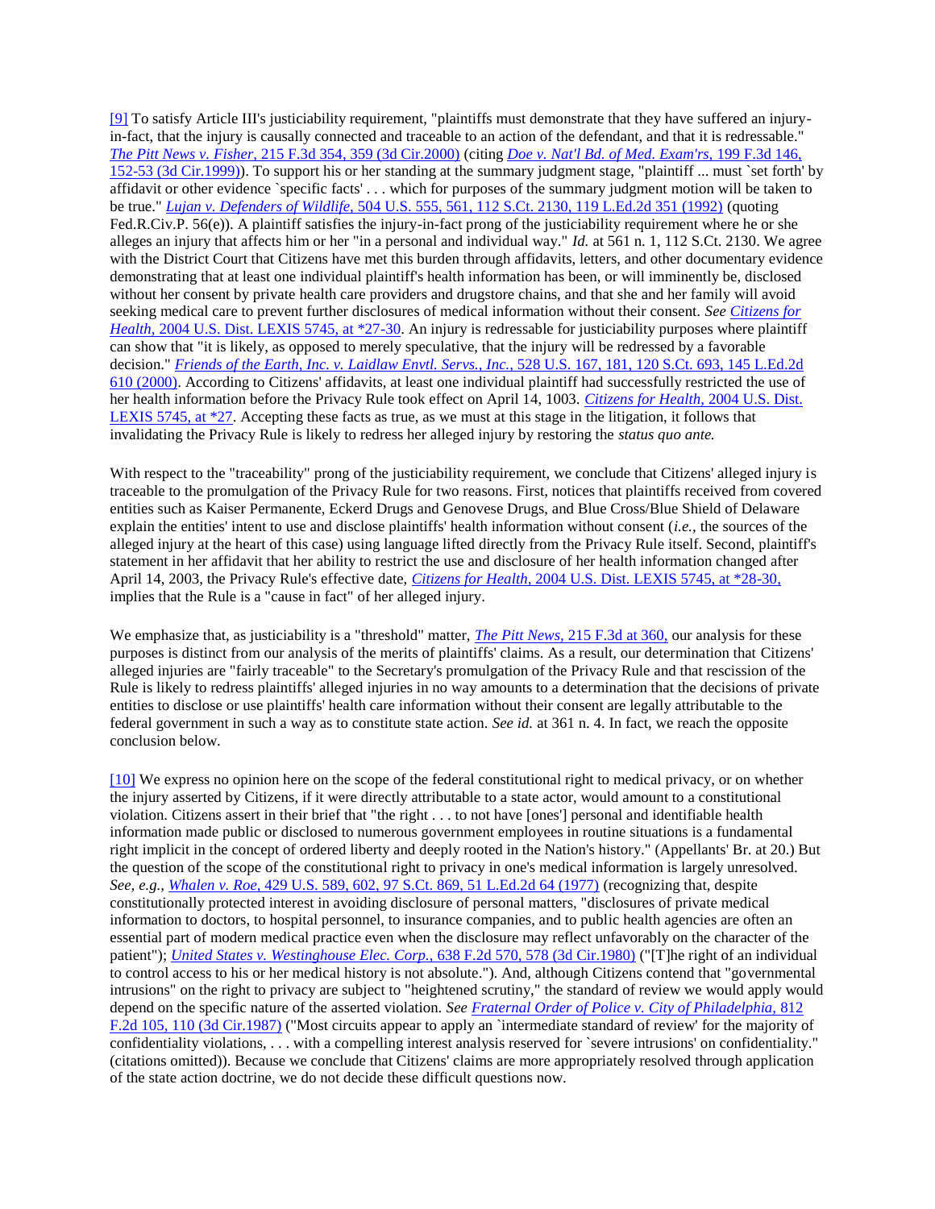[9] To satisfy Article III's justiciability requirement, "plaintiffs must demonstrate that they have suffered an injury-in-fact, that the injury is causally connected and traceable to an action of the defendant, and that it is redressable." *The Pitt News v. Fisher*, 215 F.3d 354, 359 (3d Cir.2000) (citing *Doe v. Nat'l Bd. of Med. Exam'rs*, 199 F.3d 146, 152-53 (3d Cir.1999)). To support his or her standing at the summary judgment stage, "plaintiff ... must `set forth' by affidavit or other evidence `specific facts' . . . which for purposes of the summary judgment motion will be taken to be true." *Lujan v. Defenders of Wildlife*, 504 U.S. 555, 561, 112 S.Ct. 2130, 119 L.Ed.2d 351 (1992) (quoting Fed.R.Civ.P. 56(e)). A plaintiff satisfies the injury-in-fact prong of the justiciability requirement where he or she alleges an injury that affects him or her "in a personal and individual way." *Id.* at 561 n. 1, 112 S.Ct. 2130. We agree with the District Court that Citizens have met this burden through affidavits, letters, and other documentary evidence demonstrating that at least one individual plaintiff's health information has been, or will imminently be, disclosed without her consent by private health care providers and drugstore chains, and that she and her family will avoid seeking medical care to prevent further disclosures of medical information without their consent. *See Citizens for Health*, 2004 U.S. Dist. LEXIS 5745, at *27-30. An injury is redressable for justiciability purposes where plaintiff can show that "it is likely, as opposed to merely speculative, that the injury will be redressed by a favorable decision." *Friends of the Earth, Inc. v. Laidlaw Envtl. Servs., Inc.*, 528 U.S. 167, 181, 120 S.Ct. 693, 145 L.Ed.2d 610 (2000). According to Citizens' affidavits, at least one individual plaintiff had successfully restricted the use of her health information before the Privacy Rule took effect on April 14, 1003. *Citizens for Health*, 2004 U.S. Dist. LEXIS 5745, at *27. Accepting these facts as true, as we must at this stage in the litigation, it follows that invalidating the Privacy Rule is likely to redress her alleged injury by restoring the *status quo ante.*

With respect to the "traceability" prong of the justiciability requirement, we conclude that Citizens' alleged injury is traceable to the promulgation of the Privacy Rule for two reasons. First, notices that plaintiffs received from covered entities such as Kaiser Permanente, Eckerd Drugs and Genovese Drugs, and Blue Cross/Blue Shield of Delaware explain the entities' intent to use and disclose plaintiffs' health information without consent (*i.e.*, the sources of the alleged injury at the heart of this case) using language lifted directly from the Privacy Rule itself. Second, plaintiff's statement in her affidavit that her ability to restrict the use and disclosure of her health information changed after April 14, 2003, the Privacy Rule's effective date, *Citizens for Health*, 2004 U.S. Dist. LEXIS 5745, at *28-30, implies that the Rule is a "cause in fact" of her alleged injury.

We emphasize that, as justiciability is a "threshold" matter, *The Pitt News*, 215 F.3d at 360, our analysis for these purposes is distinct from our analysis of the merits of plaintiffs' claims. As a result, our determination that Citizens' alleged injuries are "fairly traceable" to the Secretary's promulgation of the Privacy Rule and that rescission of the Rule is likely to redress plaintiffs' alleged injuries in no way amounts to a determination that the decisions of private entities to disclose or use plaintiffs' health care information without their consent are legally attributable to the federal government in such a way as to constitute state action. *See id.* at 361 n. 4. In fact, we reach the opposite conclusion below.

[10] We express no opinion here on the scope of the federal constitutional right to medical privacy, or on whether the injury asserted by Citizens, if it were directly attributable to a state actor, would amount to a constitutional violation. Citizens assert in their brief that "the right . . . to not have [ones'] personal and identifiable health information made public or disclosed to numerous government employees in routine situations is a fundamental right implicit in the concept of ordered liberty and deeply rooted in the Nation's history." (Appellants' Br. at 20.) But the question of the scope of the constitutional right to privacy in one's medical information is largely unresolved. *See, e.g., Whalen v. Roe*, 429 U.S. 589, 602, 97 S.Ct. 869, 51 L.Ed.2d 64 (1977) (recognizing that, despite constitutionally protected interest in avoiding disclosure of personal matters, "disclosures of private medical information to doctors, to hospital personnel, to insurance companies, and to public health agencies are often an essential part of modern medical practice even when the disclosure may reflect unfavorably on the character of the patient"); *United States v. Westinghouse Elec. Corp.*, 638 F.2d 570, 578 (3d Cir.1980) ("[T]he right of an individual to control access to his or her medical history is not absolute."). And, although Citizens contend that "governmental intrusions" on the right to privacy are subject to "heightened scrutiny," the standard of review we would apply would depend on the specific nature of the asserted violation. *See Fraternal Order of Police v. City of Philadelphia*, 812 F.2d 105, 110 (3d Cir.1987) ("Most circuits appear to apply an `intermediate standard of review' for the majority of confidentiality violations, . . . with a compelling interest analysis reserved for `severe intrusions' on confidentiality." (citations omitted)). Because we conclude that Citizens' claims are more appropriately resolved through application of the state action doctrine, we do not decide these difficult questions now.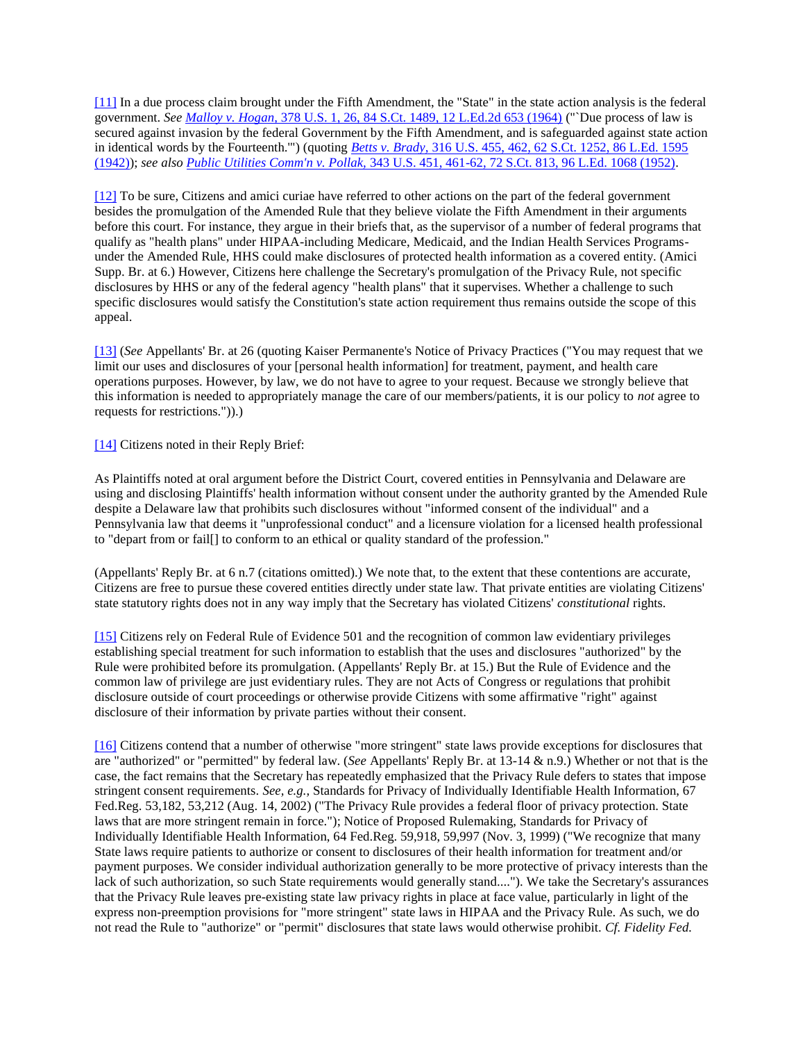[11] In a due process claim brought under the Fifth Amendment, the "State" in the state action analysis is the federal government. *See Malloy v. Hogan,* 378 U.S. 1, 26, 84 S.Ct. 1489, 12 L.Ed.2d 653 (1964) ("`Due process of law is secured against invasion by the federal Government by the Fifth Amendment, and is safeguarded against state action in identical words by the Fourteenth.'") (quoting *Betts v. Brady,* 316 U.S. 455, 462, 62 S.Ct. 1252, 86 L.Ed. 1595 (1942)); *see also Public Utilities Comm'n v. Pollak,* 343 U.S. 451, 461-62, 72 S.Ct. 813, 96 L.Ed. 1068 (1952).

[12] To be sure, Citizens and amici curiae have referred to other actions on the part of the federal government besides the promulgation of the Amended Rule that they believe violate the Fifth Amendment in their arguments before this court. For instance, they argue in their briefs that, as the supervisor of a number of federal programs that qualify as "health plans" under HIPAA-including Medicare, Medicaid, and the Indian Health Services Programs-under the Amended Rule, HHS could make disclosures of protected health information as a covered entity. (Amici Supp. Br. at 6.) However, Citizens here challenge the Secretary's promulgation of the Privacy Rule, not specific disclosures by HHS or any of the federal agency "health plans" that it supervises. Whether a challenge to such specific disclosures would satisfy the Constitution's state action requirement thus remains outside the scope of this appeal.

[13] (*See* Appellants' Br. at 26 (quoting Kaiser Permanente's Notice of Privacy Practices ("You may request that we limit our uses and disclosures of your [personal health information] for treatment, payment, and health care operations purposes. However, by law, we do not have to agree to your request. Because we strongly believe that this information is needed to appropriately manage the care of our members/patients, it is our policy to *not* agree to requests for restrictions.")).)

[14] Citizens noted in their Reply Brief:

As Plaintiffs noted at oral argument before the District Court, covered entities in Pennsylvania and Delaware are using and disclosing Plaintiffs' health information without consent under the authority granted by the Amended Rule despite a Delaware law that prohibits such disclosures without "informed consent of the individual" and a Pennsylvania law that deems it "unprofessional conduct" and a licensure violation for a licensed health professional to "depart from or fail[] to conform to an ethical or quality standard of the profession."

(Appellants' Reply Br. at 6 n.7 (citations omitted).) We note that, to the extent that these contentions are accurate, Citizens are free to pursue these covered entities directly under state law. That private entities are violating Citizens' state statutory rights does not in any way imply that the Secretary has violated Citizens' *constitutional* rights.

[15] Citizens rely on Federal Rule of Evidence 501 and the recognition of common law evidentiary privileges establishing special treatment for such information to establish that the uses and disclosures "authorized" by the Rule were prohibited before its promulgation. (Appellants' Reply Br. at 15.) But the Rule of Evidence and the common law of privilege are just evidentiary rules. They are not Acts of Congress or regulations that prohibit disclosure outside of court proceedings or otherwise provide Citizens with some affirmative "right" against disclosure of their information by private parties without their consent.

[16] Citizens contend that a number of otherwise "more stringent" state laws provide exceptions for disclosures that are "authorized" or "permitted" by federal law. (*See* Appellants' Reply Br. at 13-14 & n.9.) Whether or not that is the case, the fact remains that the Secretary has repeatedly emphasized that the Privacy Rule defers to states that impose stringent consent requirements. *See, e.g.,* Standards for Privacy of Individually Identifiable Health Information, 67 Fed.Reg. 53,182, 53,212 (Aug. 14, 2002) ("The Privacy Rule provides a federal floor of privacy protection. State laws that are more stringent remain in force."); Notice of Proposed Rulemaking, Standards for Privacy of Individually Identifiable Health Information, 64 Fed.Reg. 59,918, 59,997 (Nov. 3, 1999) ("We recognize that many State laws require patients to authorize or consent to disclosures of their health information for treatment and/or payment purposes. We consider individual authorization generally to be more protective of privacy interests than the lack of such authorization, so such State requirements would generally stand...."). We take the Secretary's assurances that the Privacy Rule leaves pre-existing state law privacy rights in place at face value, particularly in light of the express non-preemption provisions for "more stringent" state laws in HIPAA and the Privacy Rule. As such, we do not read the Rule to "authorize" or "permit" disclosures that state laws would otherwise prohibit. *Cf. Fidelity Fed.*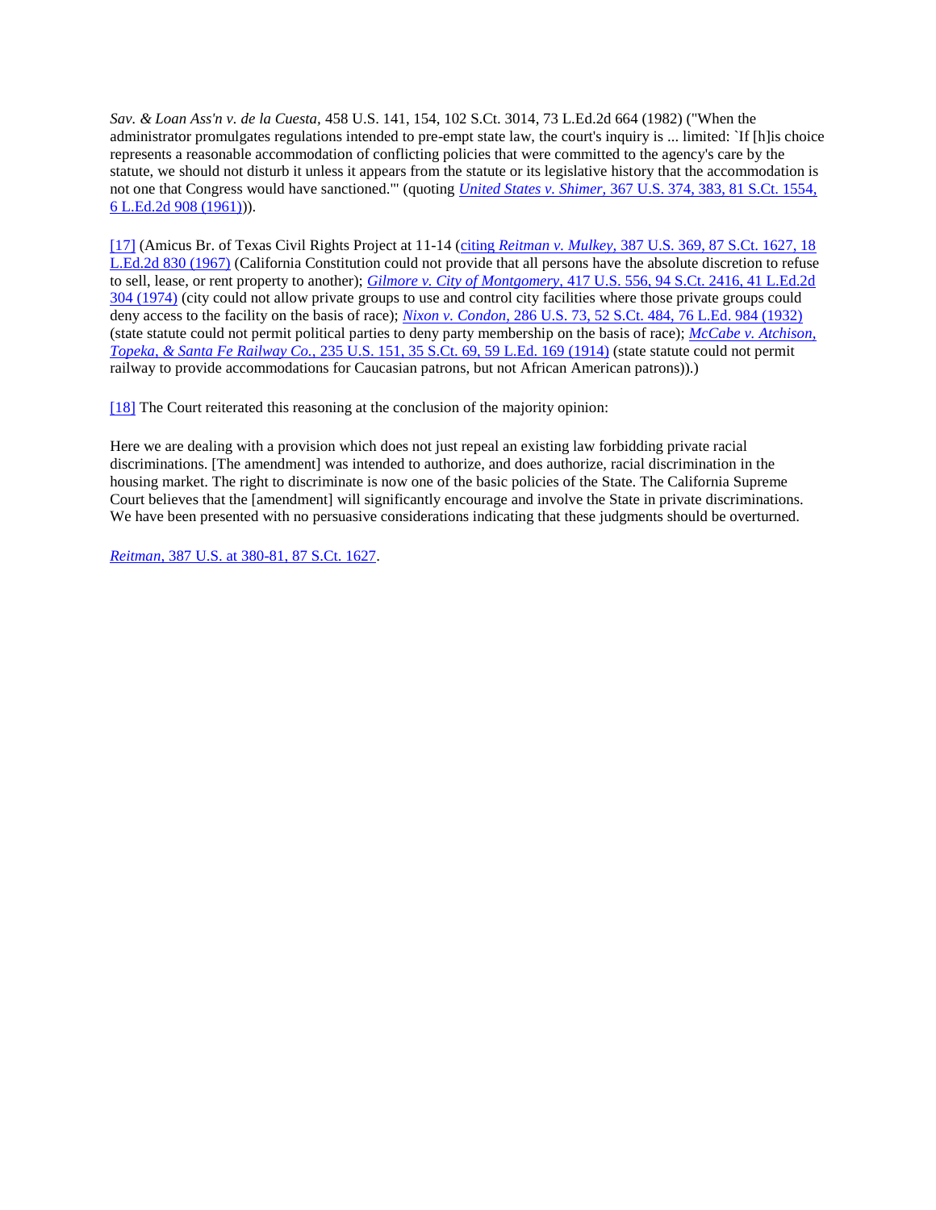*Sav. & Loan Ass'n v. de la Cuesta,* 458 U.S. 141, 154, 102 S.Ct. 3014, 73 L.Ed.2d 664 (1982) ("When the administrator promulgates regulations intended to pre-empt state law, the court's inquiry is ... limited: `If [h]is choice represents a reasonable accommodation of conflicting policies that were committed to the agency's care by the statute, we should not disturb it unless it appears from the statute or its legislative history that the accommodation is not one that Congress would have sanctioned.'" (quoting *United States v. Shimer,* 367 U.S. 374, 383, 81 S.Ct. 1554, 6 L.Ed.2d 908 (1961))).

[17] (Amicus Br. of Texas Civil Rights Project at 11-14 (citing *Reitman v. Mulkey,* 387 U.S. 369, 87 S.Ct. 1627, 18 L.Ed.2d 830 (1967) (California Constitution could not provide that all persons have the absolute discretion to refuse to sell, lease, or rent property to another); *Gilmore v. City of Montgomery,* 417 U.S. 556, 94 S.Ct. 2416, 41 L.Ed.2d 304 (1974) (city could not allow private groups to use and control city facilities where those private groups could deny access to the facility on the basis of race); *Nixon v. Condon,* 286 U.S. 73, 52 S.Ct. 484, 76 L.Ed. 984 (1932) (state statute could not permit political parties to deny party membership on the basis of race); *McCabe v. Atchison, Topeka, & Santa Fe Railway Co.,* 235 U.S. 151, 35 S.Ct. 69, 59 L.Ed. 169 (1914) (state statute could not permit railway to provide accommodations for Caucasian patrons, but not African American patrons)).)

[18] The Court reiterated this reasoning at the conclusion of the majority opinion:

Here we are dealing with a provision which does not just repeal an existing law forbidding private racial discriminations. [The amendment] was intended to authorize, and does authorize, racial discrimination in the housing market. The right to discriminate is now one of the basic policies of the State. The California Supreme Court believes that the [amendment] will significantly encourage and involve the State in private discriminations. We have been presented with no persuasive considerations indicating that these judgments should be overturned.

*Reitman,* 387 U.S. at 380-81, 87 S.Ct. 1627.